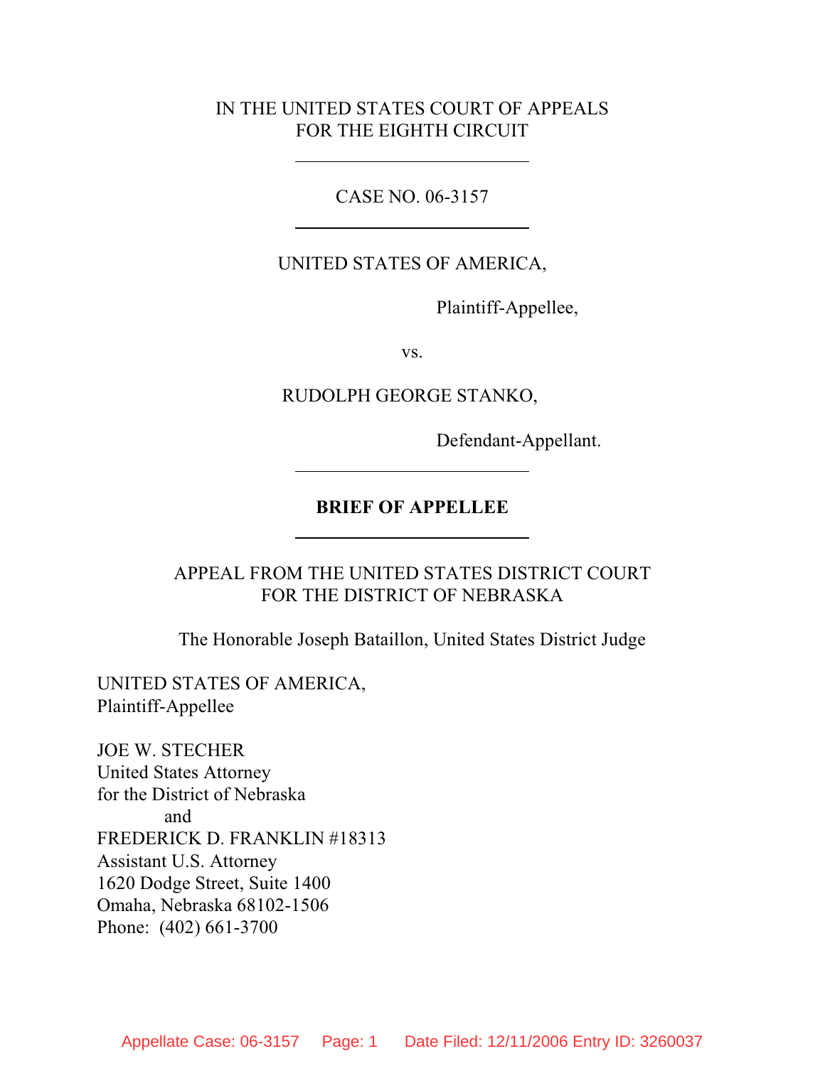IN THE UNITED STATES COURT OF APPEALS
FOR THE EIGHTH CIRCUIT

---

CASE NO. 06-3157

---

UNITED STATES OF AMERICA,

Plaintiff-Appellee,

vs.

RUDOLPH GEORGE STANKO,

Defendant-Appellant.

---

**BRIEF OF APPELLEE**

---

APPEAL FROM THE UNITED STATES DISTRICT COURT
FOR THE DISTRICT OF NEBRASKA

The Honorable Joseph Bataillon, United States District Judge

UNITED STATES OF AMERICA,
Plaintiff-Appellee

JOE W. STECHER
United States Attorney
for the District of Nebraska
and
FREDERICK D. FRANKLIN #18313
Assistant U.S. Attorney
1620 Dodge Street, Suite 1400
Omaha, Nebraska 68102-1506
Phone: (402) 661-3700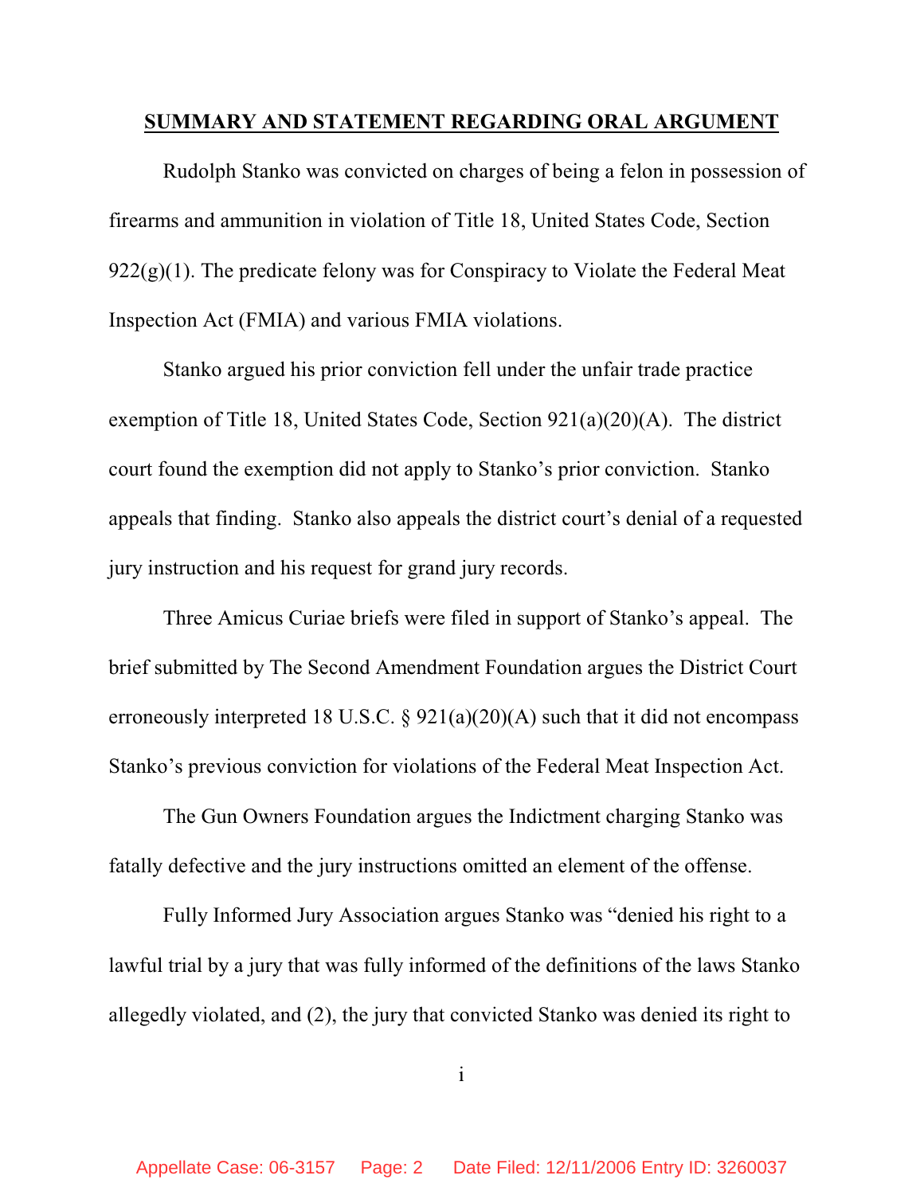## SUMMARY AND STATEMENT REGARDING ORAL ARGUMENT

Rudolph Stanko was convicted on charges of being a felon in possession of firearms and ammunition in violation of Title 18, United States Code, Section 922(g)(1). The predicate felony was for Conspiracy to Violate the Federal Meat Inspection Act (FMIA) and various FMIA violations.

Stanko argued his prior conviction fell under the unfair trade practice exemption of Title 18, United States Code, Section 921(a)(20)(A). The district court found the exemption did not apply to Stanko's prior conviction. Stanko appeals that finding. Stanko also appeals the district court's denial of a requested jury instruction and his request for grand jury records.

Three Amicus Curiae briefs were filed in support of Stanko's appeal. The brief submitted by The Second Amendment Foundation argues the District Court erroneously interpreted 18 U.S.C. § 921(a)(20)(A) such that it did not encompass Stanko's previous conviction for violations of the Federal Meat Inspection Act.

The Gun Owners Foundation argues the Indictment charging Stanko was fatally defective and the jury instructions omitted an element of the offense.

Fully Informed Jury Association argues Stanko was "denied his right to a lawful trial by a jury that was fully informed of the definitions of the laws Stanko allegedly violated, and (2), the jury that convicted Stanko was denied its right to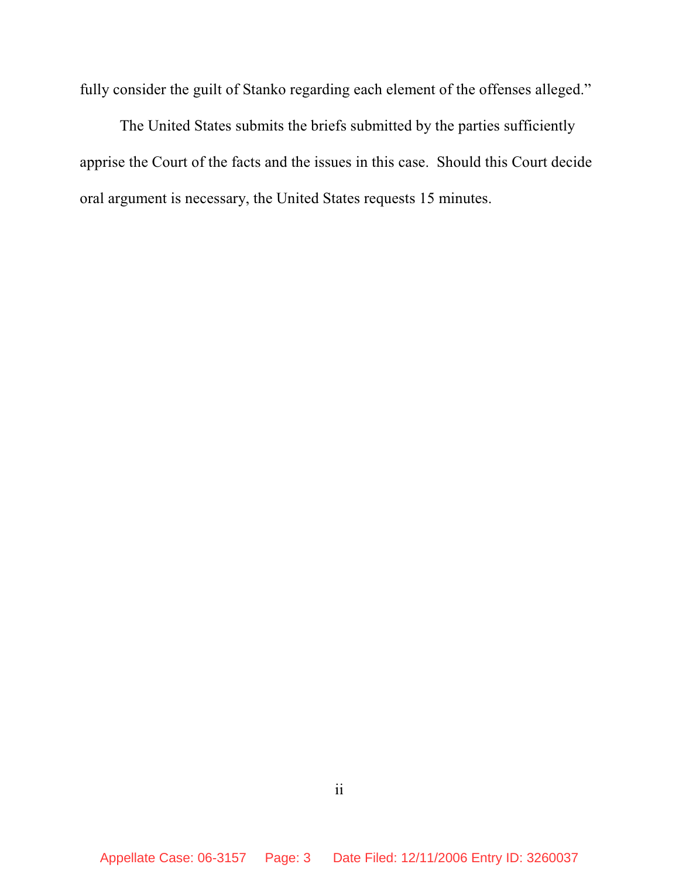fully consider the guilt of Stanko regarding each element of the offenses alleged."

The United States submits the briefs submitted by the parties sufficiently apprise the Court of the facts and the issues in this case. Should this Court decide oral argument is necessary, the United States requests 15 minutes.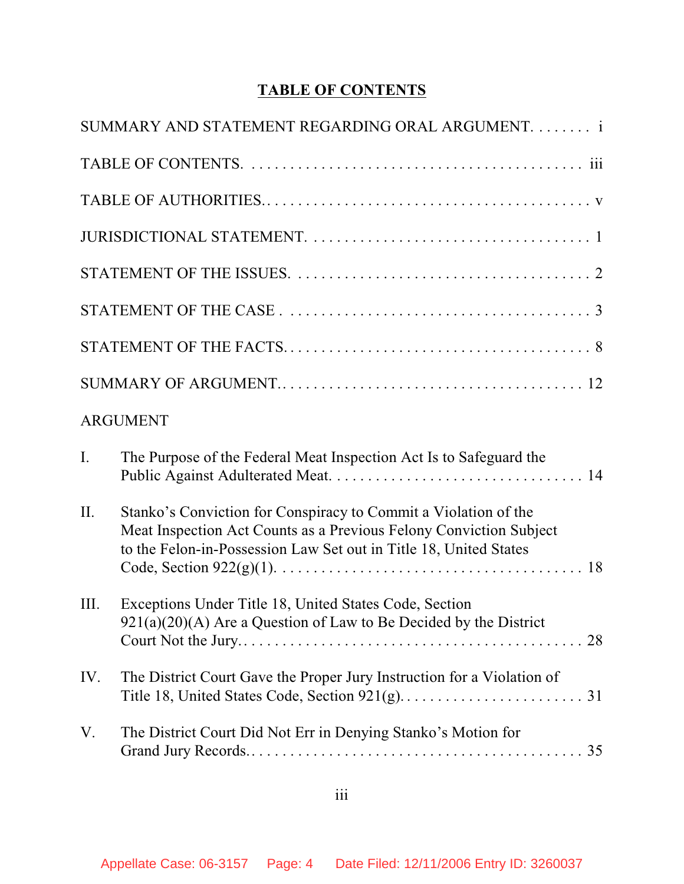# TABLE OF CONTENTS

SUMMARY AND STATEMENT REGARDING ORAL ARGUMENT. . . . . . . . i

TABLE OF CONTENTS. . . . . . . . . . . . . . . . . . . . . . . . . . . . . . . . . . . . . . . . . . . iii

TABLE OF AUTHORITIES. . . . . . . . . . . . . . . . . . . . . . . . . . . . . . . . . . . . . . . . . v

JURISDICTIONAL STATEMENT. . . . . . . . . . . . . . . . . . . . . . . . . . . . . . . . . . . 1

STATEMENT OF THE ISSUES. . . . . . . . . . . . . . . . . . . . . . . . . . . . . . . . . . . . 2

STATEMENT OF THE CASE . . . . . . . . . . . . . . . . . . . . . . . . . . . . . . . . . . . . . . 3

STATEMENT OF THE FACTS. . . . . . . . . . . . . . . . . . . . . . . . . . . . . . . . . . . . . 8

SUMMARY OF ARGUMENT. . . . . . . . . . . . . . . . . . . . . . . . . . . . . . . . . . . . . . 12

ARGUMENT

I. The Purpose of the Federal Meat Inspection Act Is to Safeguard the Public Against Adulterated Meat. . . . . . . . . . . . . . . . . . . . . . . . . . . . . . . . 14

II. Stanko's Conviction for Conspiracy to Commit a Violation of the Meat Inspection Act Counts as a Previous Felony Conviction Subject to the Felon-in-Possession Law Set out in Title 18, United States Code, Section 922(g)(1). . . . . . . . . . . . . . . . . . . . . . . . . . . . . . . . . . . . . . . 18

III. Exceptions Under Title 18, United States Code, Section 921(a)(20)(A) Are a Question of Law to Be Decided by the District Court Not the Jury. . . . . . . . . . . . . . . . . . . . . . . . . . . . . . . . . . . . . . . . . . . . 28

IV. The District Court Gave the Proper Jury Instruction for a Violation of Title 18, United States Code, Section 921(g). . . . . . . . . . . . . . . . . . . . . . . . 31

V. The District Court Did Not Err in Denying Stanko's Motion for Grand Jury Records. . . . . . . . . . . . . . . . . . . . . . . . . . . . . . . . . . . . . . . . . . . . 35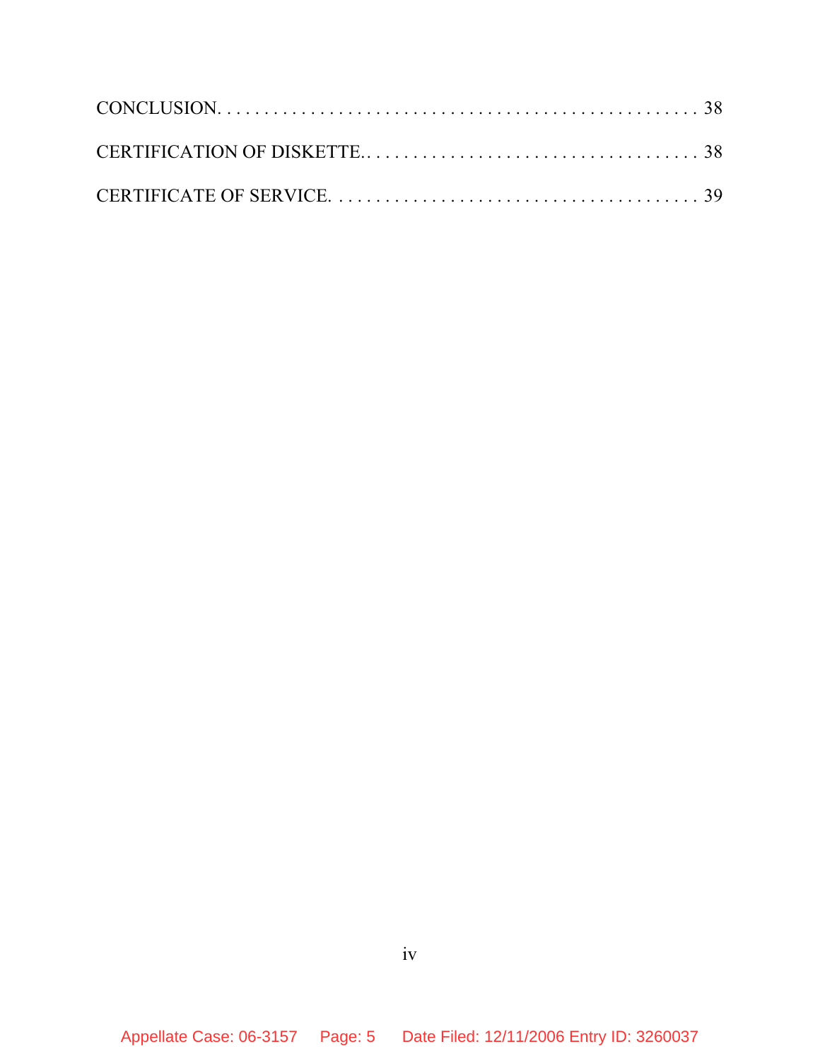CONCLUSION. . . . . . . . . . . . . . . . . . . . . . . . . . . . . . . . . . . . . . . . . . . . . . . . . . . 38

CERTIFICATION OF DISKETTE.. . . . . . . . . . . . . . . . . . . . . . . . . . . . . . . . . . . 38

CERTIFICATE OF SERVICE. . . . . . . . . . . . . . . . . . . . . . . . . . . . . . . . . . . . . . . 39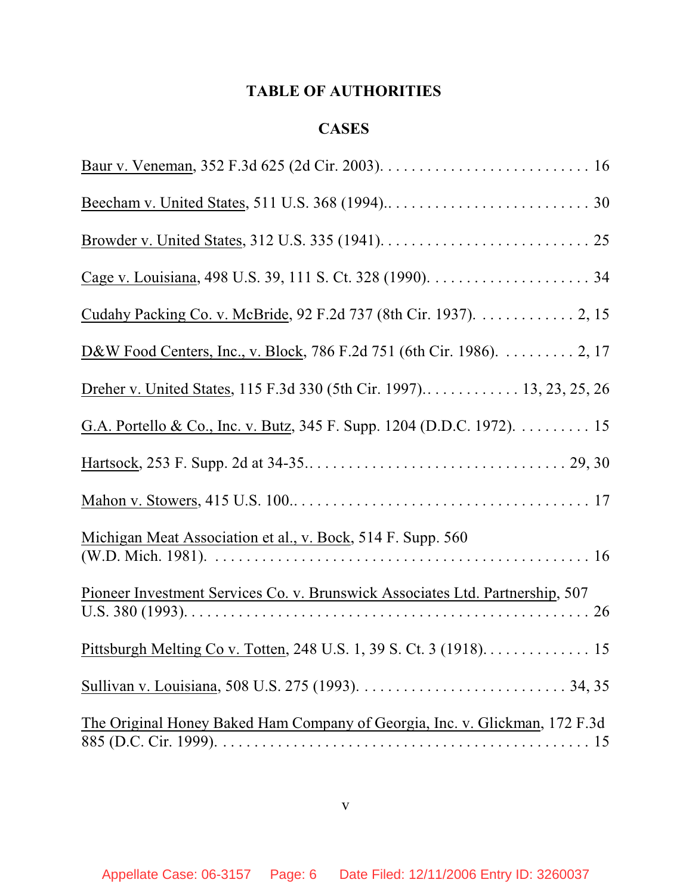## TABLE OF AUTHORITIES

### CASES

Baur v. Veneman, 352 F.3d 625 (2d Cir. 2003). . . . . . . . . . . . . . . . . . . . . . . . . . . . 16

Beecham v. United States, 511 U.S. 368 (1994).. . . . . . . . . . . . . . . . . . . . . . . . . . 30

Browder v. United States, 312 U.S. 335 (1941). . . . . . . . . . . . . . . . . . . . . . . . . . . 25

Cage v. Louisiana, 498 U.S. 39, 111 S. Ct. 328 (1990). . . . . . . . . . . . . . . . . . . . . 34

Cudahy Packing Co. v. McBride, 92 F.2d 737 (8th Cir. 1937). . . . . . . . . . . . . 2, 15

D&W Food Centers, Inc., v. Block, 786 F.2d 751 (6th Cir. 1986). . . . . . . . . . 2, 17

Dreher v. United States, 115 F.3d 330 (5th Cir. 1997).. . . . . . . . . . . . 13, 23, 25, 26

G.A. Portello & Co., Inc. v. Butz, 345 F. Supp. 1204 (D.D.C. 1972). . . . . . . . . . 15

Hartsock, 253 F. Supp. 2d at 34-35.. . . . . . . . . . . . . . . . . . . . . . . . . . . . . . . . 29, 30

Mahon v. Stowers, 415 U.S. 100.. . . . . . . . . . . . . . . . . . . . . . . . . . . . . . . . . . . . . 17

Michigan Meat Association et al., v. Bock, 514 F. Supp. 560 (W.D. Mich. 1981). . . . . . . . . . . . . . . . . . . . . . . . . . . . . . . . . . . . . . . . . . . . . . . . 16

Pioneer Investment Services Co. v. Brunswick Associates Ltd. Partnership, 507 U.S. 380 (1993). . . . . . . . . . . . . . . . . . . . . . . . . . . . . . . . . . . . . . . . . . . . . . . . . . . 26

Pittsburgh Melting Co v. Totten, 248 U.S. 1, 39 S. Ct. 3 (1918). . . . . . . . . . . . . . 15

Sullivan v. Louisiana, 508 U.S. 275 (1993). . . . . . . . . . . . . . . . . . . . . . . . . . . 34, 35

The Original Honey Baked Ham Company of Georgia, Inc. v. Glickman, 172 F.3d 885 (D.C. Cir. 1999). . . . . . . . . . . . . . . . . . . . . . . . . . . . . . . . . . . . . . . . . . . . . . . . . 15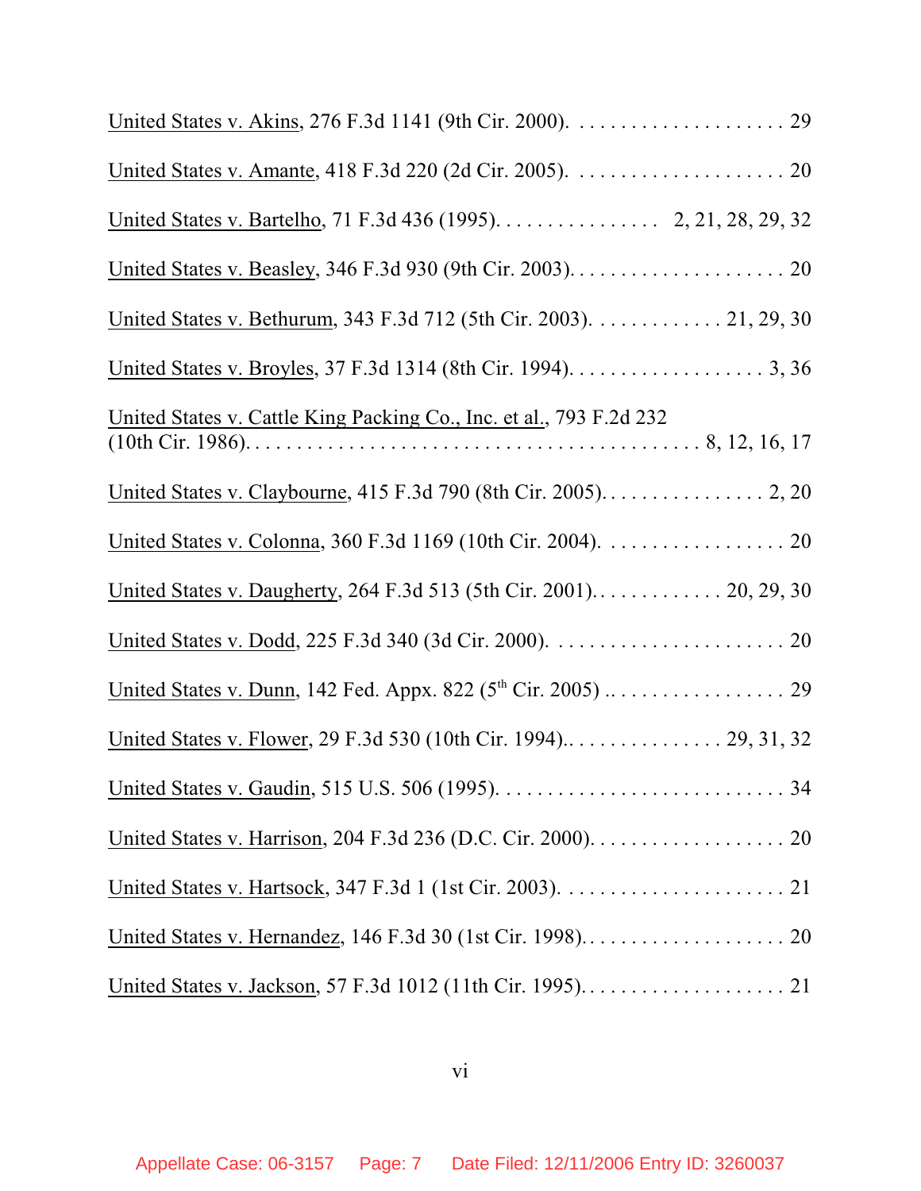United States v. Akins, 276 F.3d 1141 (9th Cir. 2000). . . . . . . . . . . . . . . . . . . . . 29

United States v. Amante, 418 F.3d 220 (2d Cir. 2005). . . . . . . . . . . . . . . . . . . . . 20

United States v. Bartelho, 71 F.3d 436 (1995). . . . . . . . . . . . . . . . 2, 21, 28, 29, 32

United States v. Beasley, 346 F.3d 930 (9th Cir. 2003). . . . . . . . . . . . . . . . . . . . . 20

United States v. Bethurum, 343 F.3d 712 (5th Cir. 2003). . . . . . . . . . . . . 21, 29, 30

United States v. Broyles, 37 F.3d 1314 (8th Cir. 1994). . . . . . . . . . . . . . . . . . . 3, 36

United States v. Cattle King Packing Co., Inc. et al., 793 F.2d 232 (10th Cir. 1986). . . . . . . . . . . . . . . . . . . . . . . . . . . . . . . . . . . . . . . . . 8, 12, 16, 17

United States v. Claybourne, 415 F.3d 790 (8th Cir. 2005). . . . . . . . . . . . . . . . 2, 20

United States v. Colonna, 360 F.3d 1169 (10th Cir. 2004). . . . . . . . . . . . . . . . . . 20

United States v. Daugherty, 264 F.3d 513 (5th Cir. 2001). . . . . . . . . . . . . 20, 29, 30

United States v. Dodd, 225 F.3d 340 (3d Cir. 2000). . . . . . . . . . . . . . . . . . . . . . . 20

United States v. Dunn, 142 Fed. Appx. 822 (5th Cir. 2005) . . . . . . . . . . . . . . . . . . 29

United States v. Flower, 29 F.3d 530 (10th Cir. 1994).. . . . . . . . . . . . . . . 29, 31, 32

United States v. Gaudin, 515 U.S. 506 (1995). . . . . . . . . . . . . . . . . . . . . . . . . . . . 34

United States v. Harrison, 204 F.3d 236 (D.C. Cir. 2000). . . . . . . . . . . . . . . . . . . 20

United States v. Hartsock, 347 F.3d 1 (1st Cir. 2003). . . . . . . . . . . . . . . . . . . . . . 21

United States v. Hernandez, 146 F.3d 30 (1st Cir. 1998). . . . . . . . . . . . . . . . . . . . 20

United States v. Jackson, 57 F.3d 1012 (11th Cir. 1995). . . . . . . . . . . . . . . . . . . . 21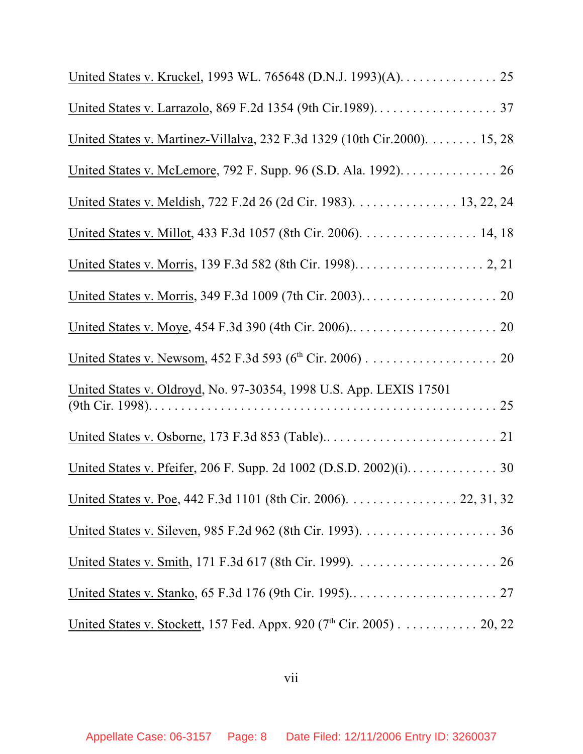United States v. Kruckel, 1993 WL. 765648 (D.N.J. 1993)(A). . . . . . . . . . . . . . . . 25

United States v. Larrazolo, 869 F.2d 1354 (9th Cir.1989). . . . . . . . . . . . . . . . . . . 37

United States v. Martinez-Villalva, 232 F.3d 1329 (10th Cir.2000). . . . . . . . 15, 28

United States v. McLemore, 792 F. Supp. 96 (S.D. Ala. 1992). . . . . . . . . . . . . . . 26

United States v. Meldish, 722 F.2d 26 (2d Cir. 1983). . . . . . . . . . . . . . . . 13, 22, 24

United States v. Millot, 433 F.3d 1057 (8th Cir. 2006). . . . . . . . . . . . . . . . . . 14, 18

United States v. Morris, 139 F.3d 582 (8th Cir. 1998). . . . . . . . . . . . . . . . . . . . 2, 21

United States v. Morris, 349 F.3d 1009 (7th Cir. 2003). . . . . . . . . . . . . . . . . . . . . 20

United States v. Moye, 454 F.3d 390 (4th Cir. 2006).. . . . . . . . . . . . . . . . . . . . . . 20

United States v. Newsom, 452 F.3d 593 (6th Cir. 2006) . . . . . . . . . . . . . . . . . . . . 20

United States v. Oldroyd, No. 97-30354, 1998 U.S. App. LEXIS 17501 (9th Cir. 1998). . . . . . . . . . . . . . . . . . . . . . . . . . . . . . . . . . . . . . . . . . . . . . . . . . 25

United States v. Osborne, 173 F.3d 853 (Table).. . . . . . . . . . . . . . . . . . . . . . . . . . 21

United States v. Pfeifer, 206 F. Supp. 2d 1002 (D.S.D. 2002)(i). . . . . . . . . . . . . . 30

United States v. Poe, 442 F.3d 1101 (8th Cir. 2006). . . . . . . . . . . . . . . . . 22, 31, 32

United States v. Sileven, 985 F.2d 962 (8th Cir. 1993). . . . . . . . . . . . . . . . . . . . . 36

United States v. Smith, 171 F.3d 617 (8th Cir. 1999). . . . . . . . . . . . . . . . . . . . . . 26

United States v. Stanko, 65 F.3d 176 (9th Cir. 1995).. . . . . . . . . . . . . . . . . . . . . . 27

United States v. Stockett, 157 Fed. Appx. 920 (7th Cir. 2005) . . . . . . . . . . . . 20, 22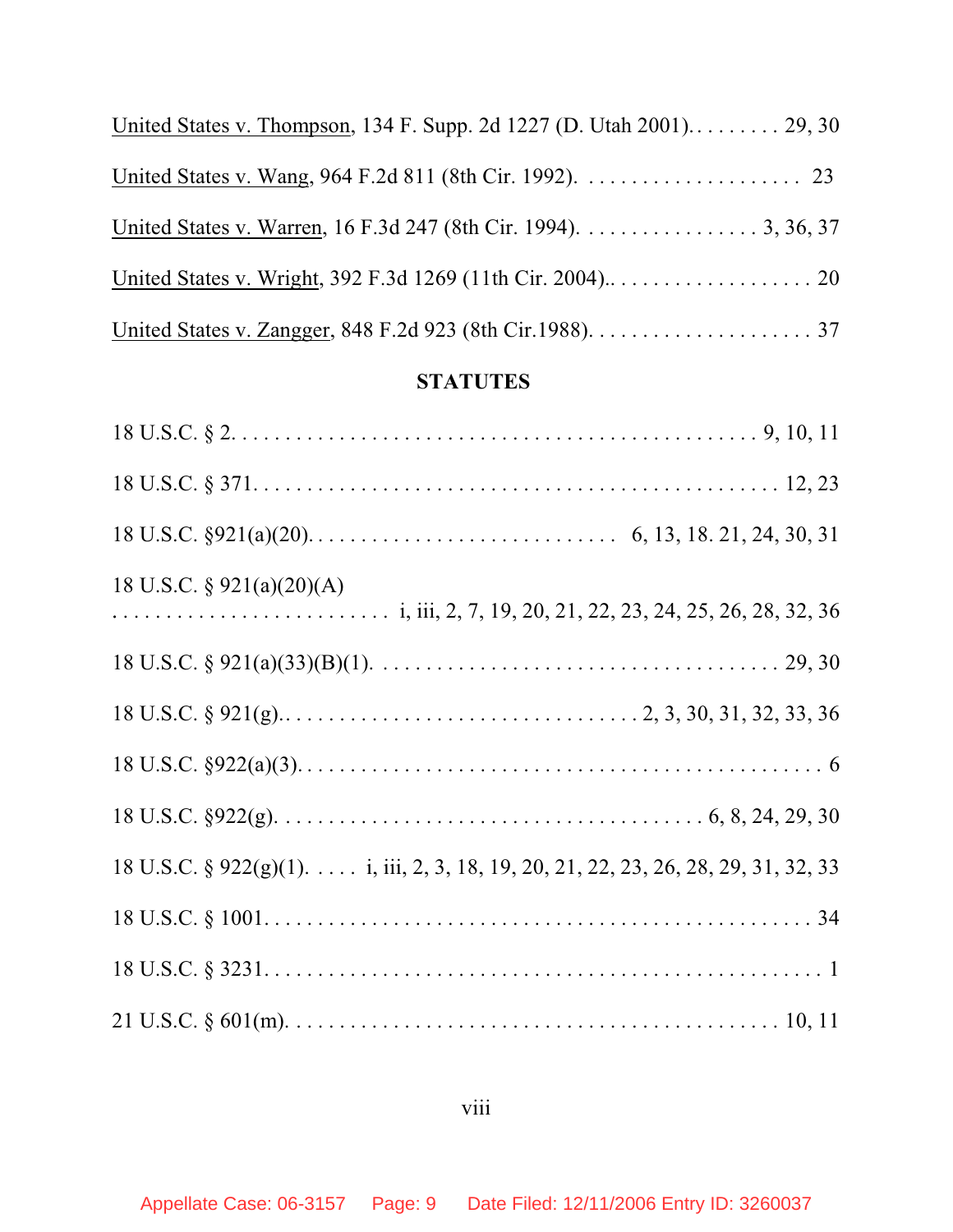United States v. Thompson, 134 F. Supp. 2d 1227 (D. Utah 2001). . . . . . . . . . 29, 30

United States v. Wang, 964 F.2d 811 (8th Cir. 1992). . . . . . . . . . . . . . . . . . . . . 23

United States v. Warren, 16 F.3d 247 (8th Cir. 1994). . . . . . . . . . . . . . . . . 3, 36, 37

United States v. Wright, 392 F.3d 1269 (11th Cir. 2004).. . . . . . . . . . . . . . . . . . . 20

United States v. Zangger, 848 F.2d 923 (8th Cir.1988). . . . . . . . . . . . . . . . . . . . . 37

## STATUTES

18 U.S.C. § 2. . . . . . . . . . . . . . . . . . . . . . . . . . . . . . . . . . . . . . . . . . . . . . 9, 10, 11

18 U.S.C. § 371. . . . . . . . . . . . . . . . . . . . . . . . . . . . . . . . . . . . . . . . . . . . . 12, 23

18 U.S.C. §921(a)(20). . . . . . . . . . . . . . . . . . . . . . . . . . . . . 6, 13, 18. 21, 24, 30, 31

18 U.S.C. § 921(a)(20)(A) . . . . . . . . . . . . . . . . . . . . . . . . . . i, iii, 2, 7, 19, 20, 21, 22, 23, 24, 25, 26, 28, 32, 36

18 U.S.C. § 921(a)(33)(B)(1). . . . . . . . . . . . . . . . . . . . . . . . . . . . . . . . . . . . 29, 30

18 U.S.C. § 921(g).. . . . . . . . . . . . . . . . . . . . . . . . . . . . . . . . 2, 3, 30, 31, 32, 33, 36

18 U.S.C. §922(a)(3). . . . . . . . . . . . . . . . . . . . . . . . . . . . . . . . . . . . . . . . . . . . . 6

18 U.S.C. §922(g). . . . . . . . . . . . . . . . . . . . . . . . . . . . . . . . . . . . . . . 6, 8, 24, 29, 30

18 U.S.C. § 922(g)(1). . . . . . i, iii, 2, 3, 18, 19, 20, 21, 22, 23, 26, 28, 29, 31, 32, 33

18 U.S.C. § 1001. . . . . . . . . . . . . . . . . . . . . . . . . . . . . . . . . . . . . . . . . . . . . . . 34

18 U.S.C. § 3231. . . . . . . . . . . . . . . . . . . . . . . . . . . . . . . . . . . . . . . . . . . . . . . . 1

21 U.S.C. § 601(m). . . . . . . . . . . . . . . . . . . . . . . . . . . . . . . . . . . . . . . . . . . . 10, 11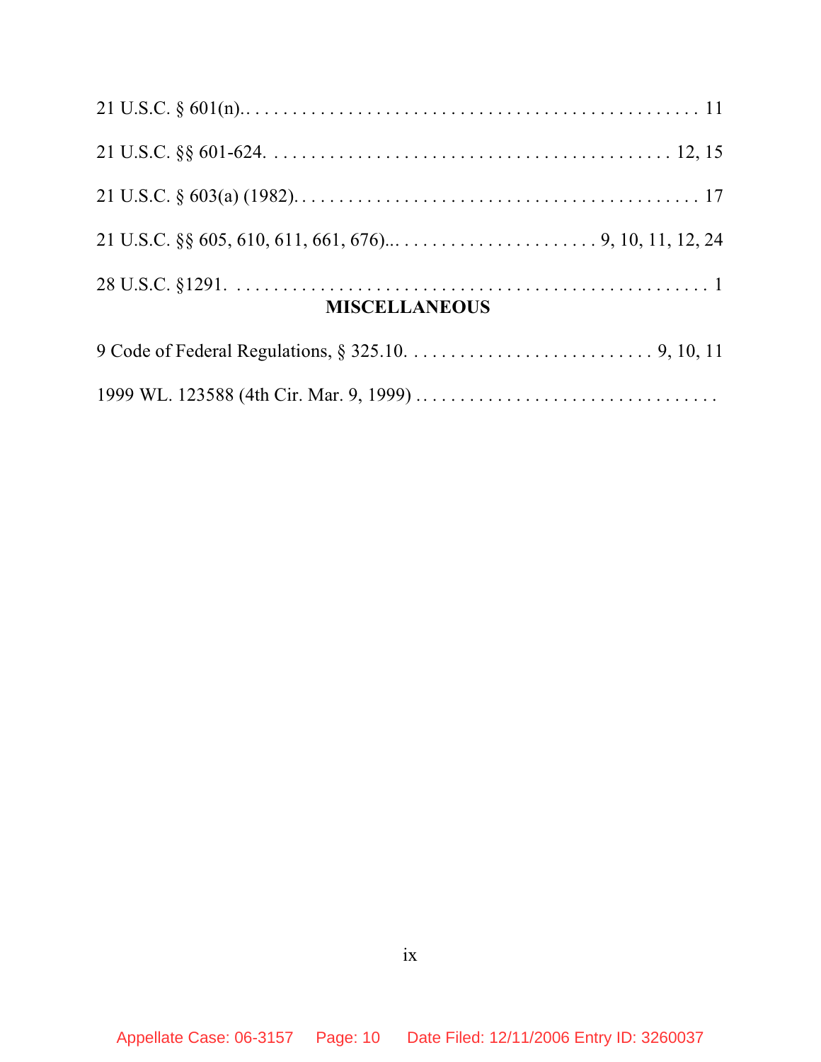21 U.S.C. § 601(n).. . . . . . . . . . . . . . . . . . . . . . . . . . . . . . . . . . . . . . . . . . . . . . . . . 11

21 U.S.C. §§ 601-624. . . . . . . . . . . . . . . . . . . . . . . . . . . . . . . . . . . . . . . . . . . . . 12, 15

21 U.S.C. § 603(a) (1982). . . . . . . . . . . . . . . . . . . . . . . . . . . . . . . . . . . . . . . . . . . . . 17

21 U.S.C. §§ 605, 610, 611, 661, 676)... . . . . . . . . . . . . . . . . . . . . . . . 9, 10, 11, 12, 24

28 U.S.C. §1291. . . . . . . . . . . . . . . . . . . . . . . . . . . . . . . . . . . . . . . . . . . . . . . . . . . 1

**MISCELLANEOUS**

9 Code of Federal Regulations, § 325.10. . . . . . . . . . . . . . . . . . . . . . . . . . . . 9, 10, 11

1999 WL. 123588 (4th Cir. Mar. 9, 1999) . . . . . . . . . . . . . . . . . . . . . . . . . . . . . . . . .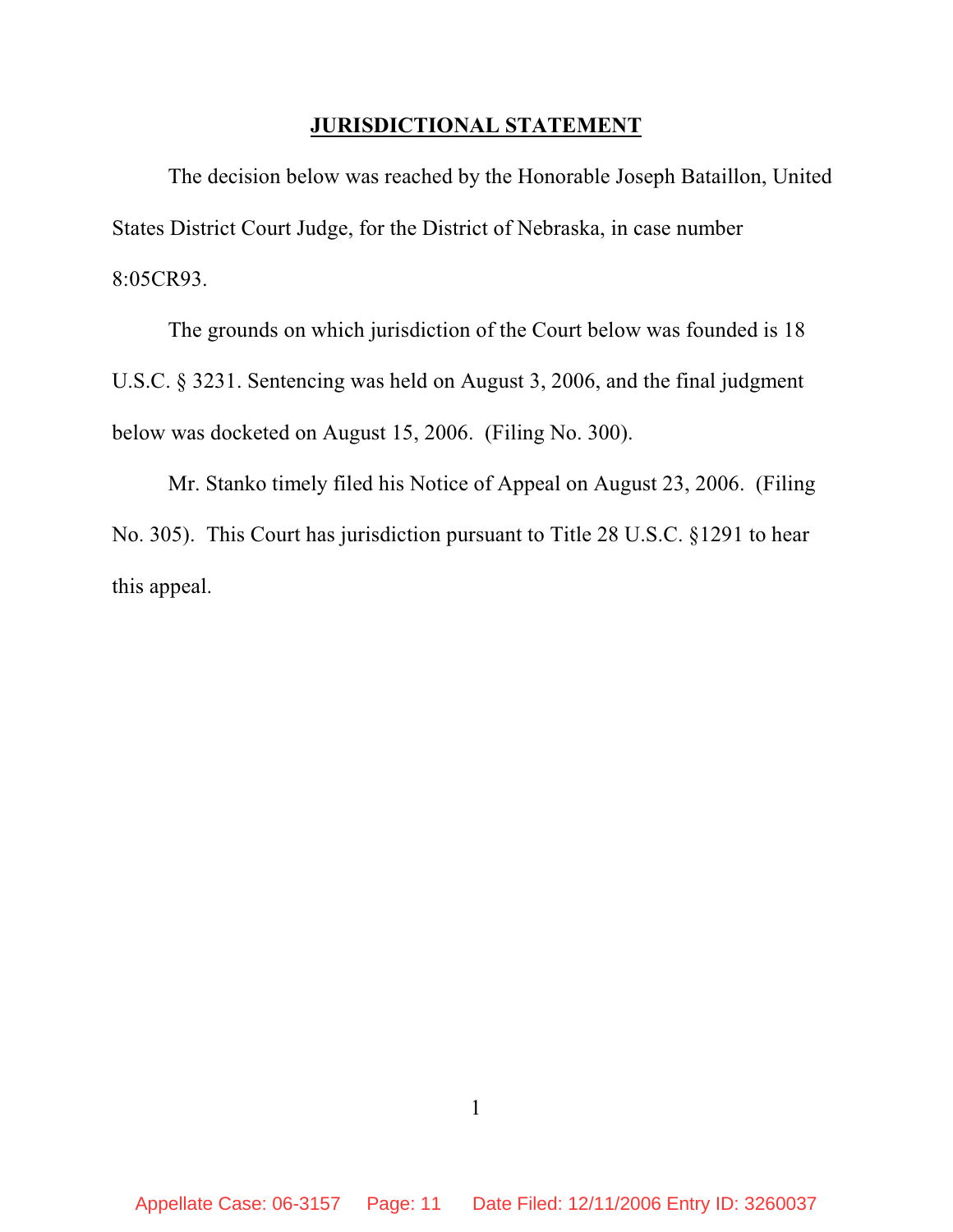## JURISDICTIONAL STATEMENT

The decision below was reached by the Honorable Joseph Bataillon, United States District Court Judge, for the District of Nebraska, in case number 8:05CR93.

The grounds on which jurisdiction of the Court below was founded is 18 U.S.C. § 3231. Sentencing was held on August 3, 2006, and the final judgment below was docketed on August 15, 2006. (Filing No. 300).

Mr. Stanko timely filed his Notice of Appeal on August 23, 2006. (Filing No. 305). This Court has jurisdiction pursuant to Title 28 U.S.C. §1291 to hear this appeal.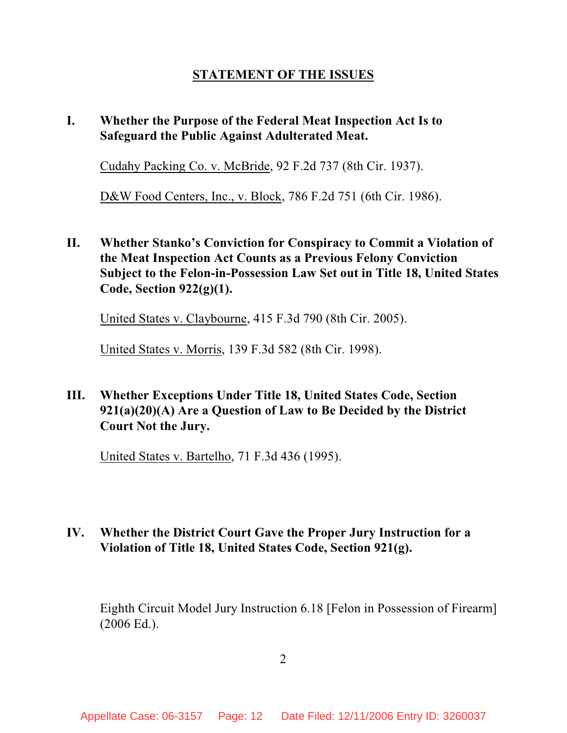## STATEMENT OF THE ISSUES

**I. Whether the Purpose of the Federal Meat Inspection Act Is to Safeguard the Public Against Adulterated Meat.**

Cudahy Packing Co. v. McBride, 92 F.2d 737 (8th Cir. 1937).

D&W Food Centers, Inc., v. Block, 786 F.2d 751 (6th Cir. 1986).

**II. Whether Stanko's Conviction for Conspiracy to Commit a Violation of the Meat Inspection Act Counts as a Previous Felony Conviction Subject to the Felon-in-Possession Law Set out in Title 18, United States Code, Section 922(g)(1).**

United States v. Claybourne, 415 F.3d 790 (8th Cir. 2005).

United States v. Morris, 139 F.3d 582 (8th Cir. 1998).

**III. Whether Exceptions Under Title 18, United States Code, Section 921(a)(20)(A) Are a Question of Law to Be Decided by the District Court Not the Jury.**

United States v. Bartelho, 71 F.3d 436 (1995).

**IV. Whether the District Court Gave the Proper Jury Instruction for a Violation of Title 18, United States Code, Section 921(g).**

Eighth Circuit Model Jury Instruction 6.18 [Felon in Possession of Firearm] (2006 Ed.).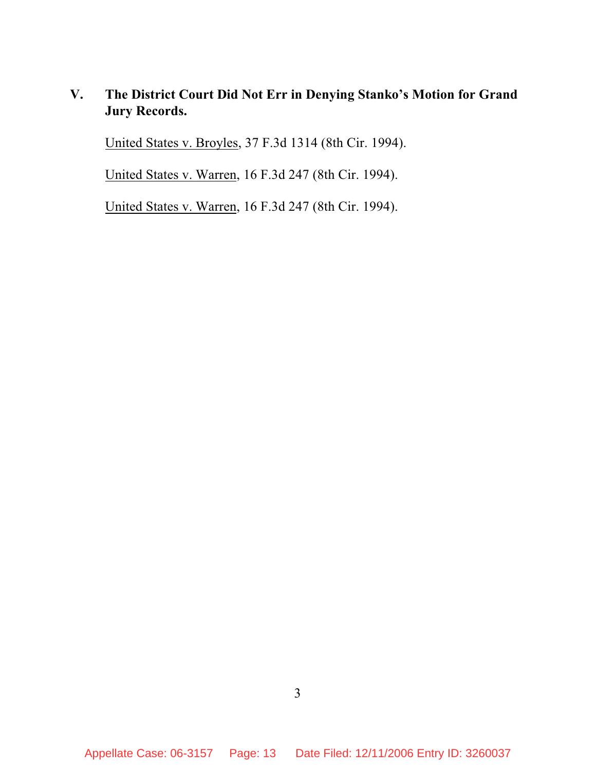## V. The District Court Did Not Err in Denying Stanko's Motion for Grand Jury Records.

United States v. Broyles, 37 F.3d 1314 (8th Cir. 1994).

United States v. Warren, 16 F.3d 247 (8th Cir. 1994).

United States v. Warren, 16 F.3d 247 (8th Cir. 1994).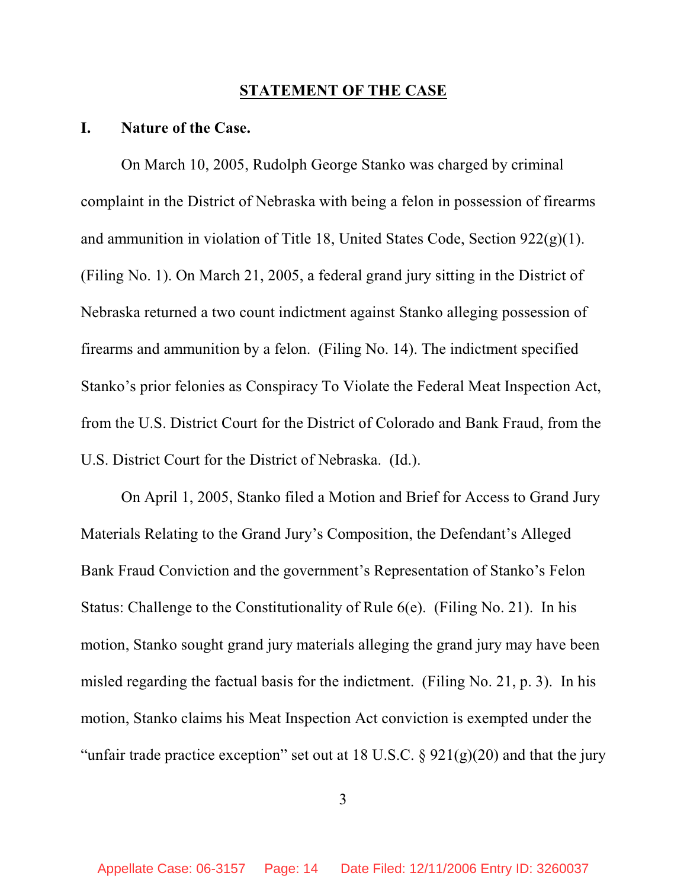## STATEMENT OF THE CASE

### I. Nature of the Case.

On March 10, 2005, Rudolph George Stanko was charged by criminal complaint in the District of Nebraska with being a felon in possession of firearms and ammunition in violation of Title 18, United States Code, Section 922(g)(1). (Filing No. 1). On March 21, 2005, a federal grand jury sitting in the District of Nebraska returned a two count indictment against Stanko alleging possession of firearms and ammunition by a felon. (Filing No. 14). The indictment specified Stanko's prior felonies as Conspiracy To Violate the Federal Meat Inspection Act, from the U.S. District Court for the District of Colorado and Bank Fraud, from the U.S. District Court for the District of Nebraska. (Id.).

On April 1, 2005, Stanko filed a Motion and Brief for Access to Grand Jury Materials Relating to the Grand Jury's Composition, the Defendant's Alleged Bank Fraud Conviction and the government's Representation of Stanko's Felon Status: Challenge to the Constitutionality of Rule 6(e). (Filing No. 21). In his motion, Stanko sought grand jury materials alleging the grand jury may have been misled regarding the factual basis for the indictment. (Filing No. 21, p. 3). In his motion, Stanko claims his Meat Inspection Act conviction is exempted under the "unfair trade practice exception" set out at 18 U.S.C. § 921(g)(20) and that the jury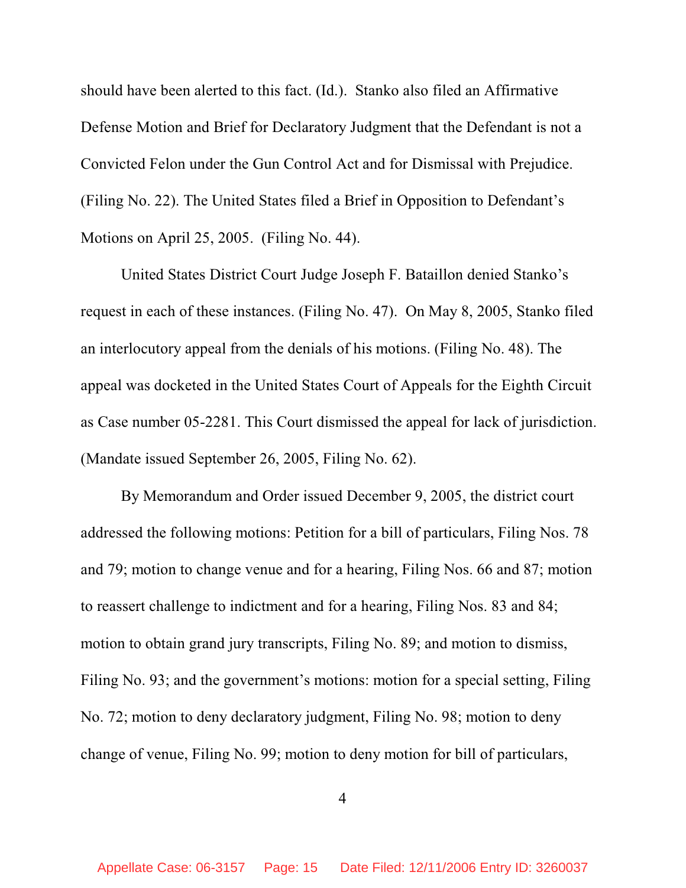should have been alerted to this fact. (Id.). Stanko also filed an Affirmative Defense Motion and Brief for Declaratory Judgment that the Defendant is not a Convicted Felon under the Gun Control Act and for Dismissal with Prejudice. (Filing No. 22). The United States filed a Brief in Opposition to Defendant's Motions on April 25, 2005. (Filing No. 44).

United States District Court Judge Joseph F. Bataillon denied Stanko's request in each of these instances. (Filing No. 47). On May 8, 2005, Stanko filed an interlocutory appeal from the denials of his motions. (Filing No. 48). The appeal was docketed in the United States Court of Appeals for the Eighth Circuit as Case number 05-2281. This Court dismissed the appeal for lack of jurisdiction. (Mandate issued September 26, 2005, Filing No. 62).

By Memorandum and Order issued December 9, 2005, the district court addressed the following motions: Petition for a bill of particulars, Filing Nos. 78 and 79; motion to change venue and for a hearing, Filing Nos. 66 and 87; motion to reassert challenge to indictment and for a hearing, Filing Nos. 83 and 84; motion to obtain grand jury transcripts, Filing No. 89; and motion to dismiss, Filing No. 93; and the government's motions: motion for a special setting, Filing No. 72; motion to deny declaratory judgment, Filing No. 98; motion to deny change of venue, Filing No. 99; motion to deny motion for bill of particulars,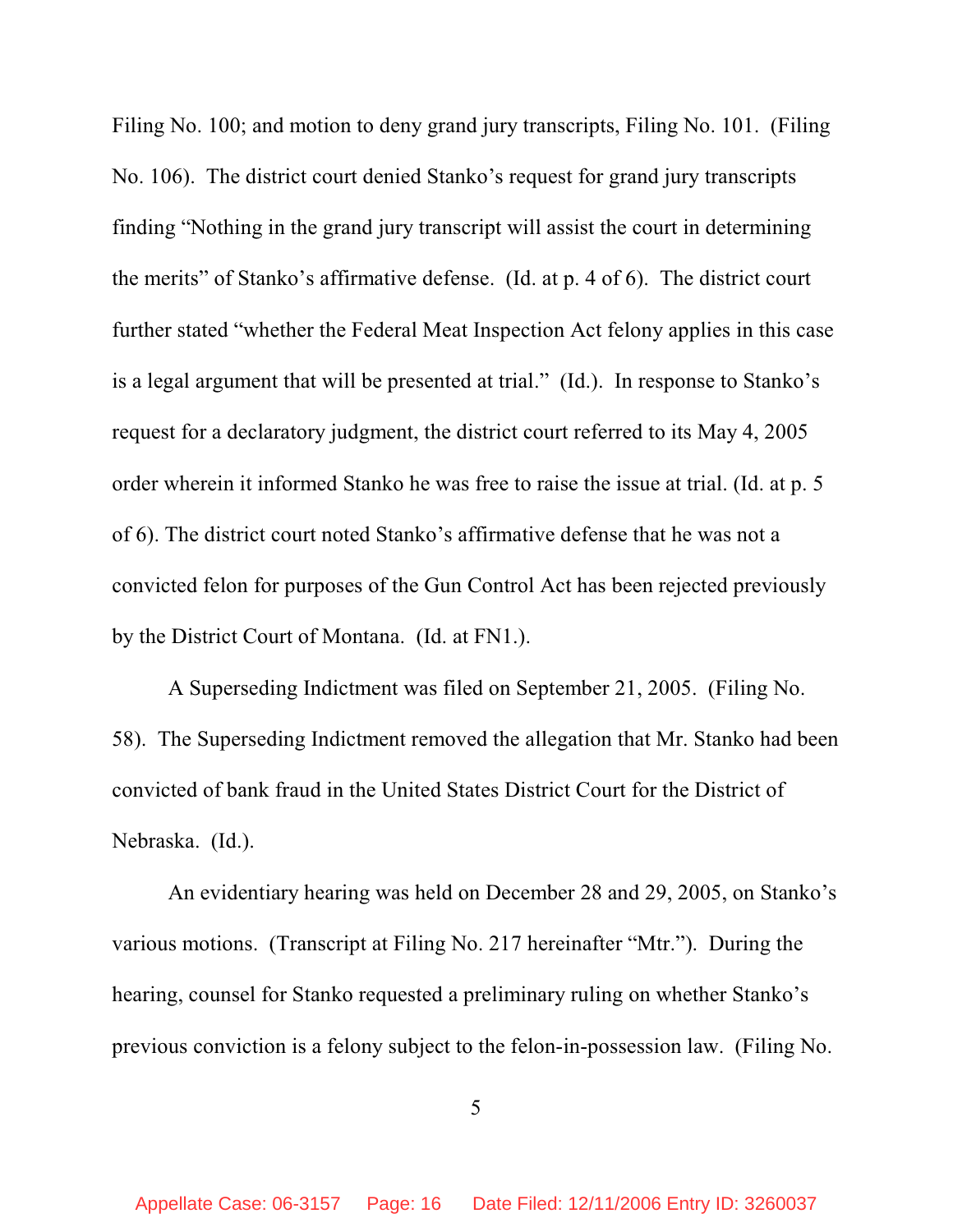Filing No. 100; and motion to deny grand jury transcripts, Filing No. 101. (Filing No. 106). The district court denied Stanko's request for grand jury transcripts finding "Nothing in the grand jury transcript will assist the court in determining the merits" of Stanko's affirmative defense. (Id. at p. 4 of 6). The district court further stated "whether the Federal Meat Inspection Act felony applies in this case is a legal argument that will be presented at trial." (Id.). In response to Stanko's request for a declaratory judgment, the district court referred to its May 4, 2005 order wherein it informed Stanko he was free to raise the issue at trial. (Id. at p. 5 of 6). The district court noted Stanko's affirmative defense that he was not a convicted felon for purposes of the Gun Control Act has been rejected previously by the District Court of Montana. (Id. at FN1.).

A Superseding Indictment was filed on September 21, 2005. (Filing No. 58). The Superseding Indictment removed the allegation that Mr. Stanko had been convicted of bank fraud in the United States District Court for the District of Nebraska. (Id.).

An evidentiary hearing was held on December 28 and 29, 2005, on Stanko's various motions. (Transcript at Filing No. 217 hereinafter "Mtr."). During the hearing, counsel for Stanko requested a preliminary ruling on whether Stanko's previous conviction is a felony subject to the felon-in-possession law. (Filing No.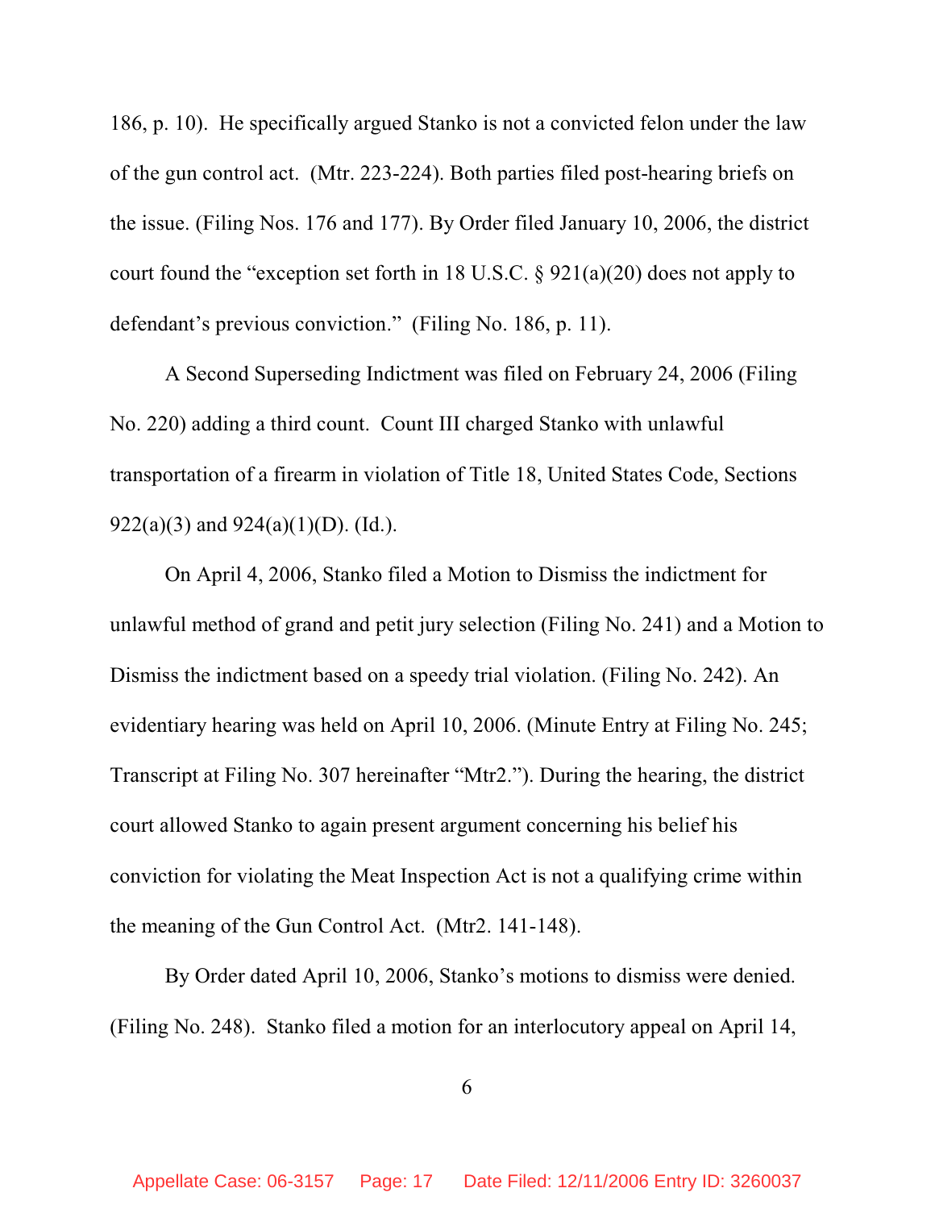186, p. 10). He specifically argued Stanko is not a convicted felon under the law of the gun control act. (Mtr. 223-224). Both parties filed post-hearing briefs on the issue. (Filing Nos. 176 and 177). By Order filed January 10, 2006, the district court found the "exception set forth in 18 U.S.C. § 921(a)(20) does not apply to defendant's previous conviction." (Filing No. 186, p. 11).

A Second Superseding Indictment was filed on February 24, 2006 (Filing No. 220) adding a third count. Count III charged Stanko with unlawful transportation of a firearm in violation of Title 18, United States Code, Sections 922(a)(3) and 924(a)(1)(D). (Id.).

On April 4, 2006, Stanko filed a Motion to Dismiss the indictment for unlawful method of grand and petit jury selection (Filing No. 241) and a Motion to Dismiss the indictment based on a speedy trial violation. (Filing No. 242). An evidentiary hearing was held on April 10, 2006. (Minute Entry at Filing No. 245; Transcript at Filing No. 307 hereinafter "Mtr2."). During the hearing, the district court allowed Stanko to again present argument concerning his belief his conviction for violating the Meat Inspection Act is not a qualifying crime within the meaning of the Gun Control Act. (Mtr2. 141-148).

By Order dated April 10, 2006, Stanko's motions to dismiss were denied. (Filing No. 248). Stanko filed a motion for an interlocutory appeal on April 14,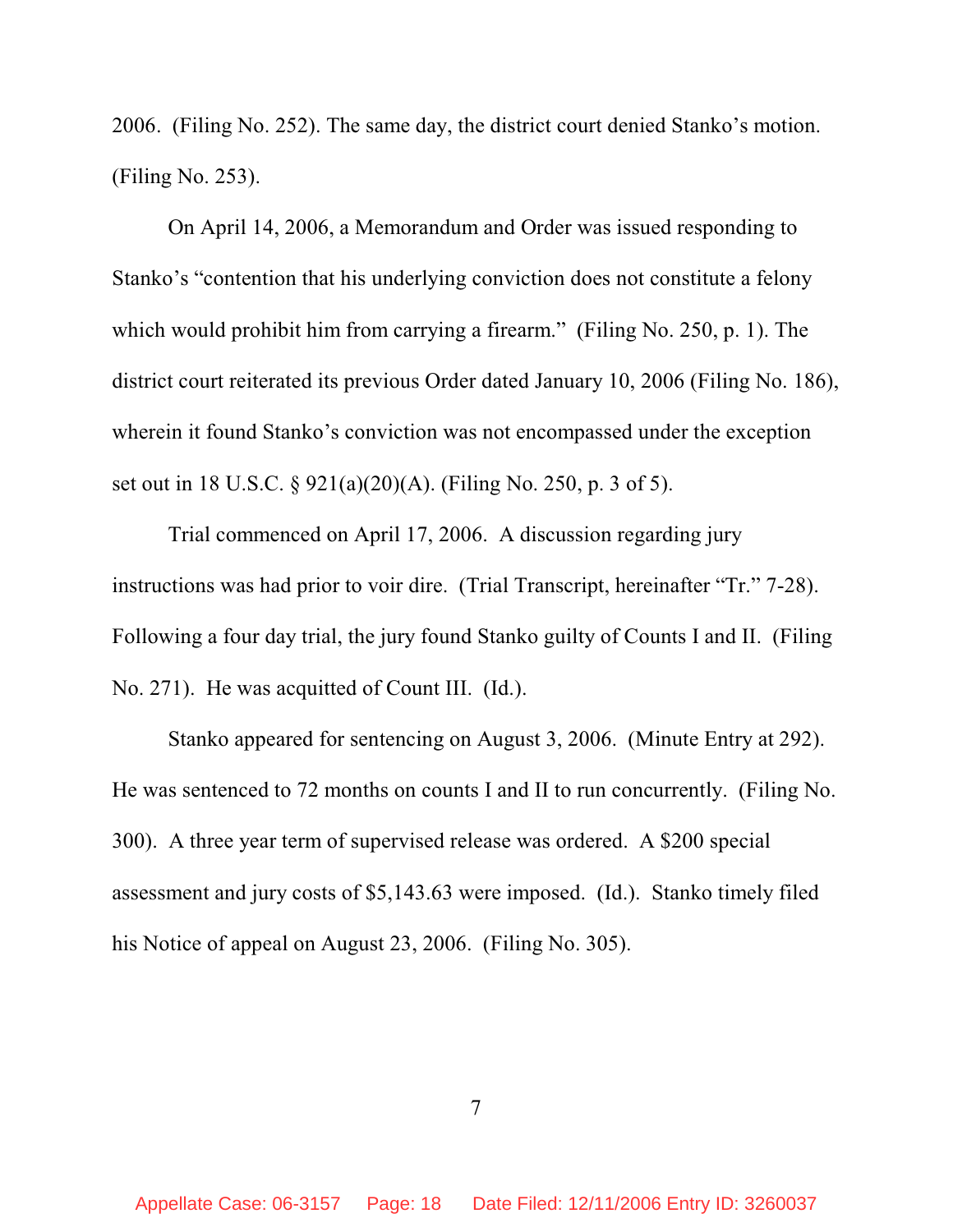2006. (Filing No. 252). The same day, the district court denied Stanko's motion. (Filing No. 253).

On April 14, 2006, a Memorandum and Order was issued responding to Stanko's "contention that his underlying conviction does not constitute a felony which would prohibit him from carrying a firearm." (Filing No. 250, p. 1). The district court reiterated its previous Order dated January 10, 2006 (Filing No. 186), wherein it found Stanko's conviction was not encompassed under the exception set out in 18 U.S.C. § 921(a)(20)(A). (Filing No. 250, p. 3 of 5).

Trial commenced on April 17, 2006. A discussion regarding jury instructions was had prior to voir dire. (Trial Transcript, hereinafter "Tr." 7-28). Following a four day trial, the jury found Stanko guilty of Counts I and II. (Filing No. 271). He was acquitted of Count III. (Id.).

Stanko appeared for sentencing on August 3, 2006. (Minute Entry at 292). He was sentenced to 72 months on counts I and II to run concurrently. (Filing No. 300). A three year term of supervised release was ordered. A $200 special assessment and jury costs of $5,143.63 were imposed. (Id.). Stanko timely filed his Notice of appeal on August 23, 2006. (Filing No. 305).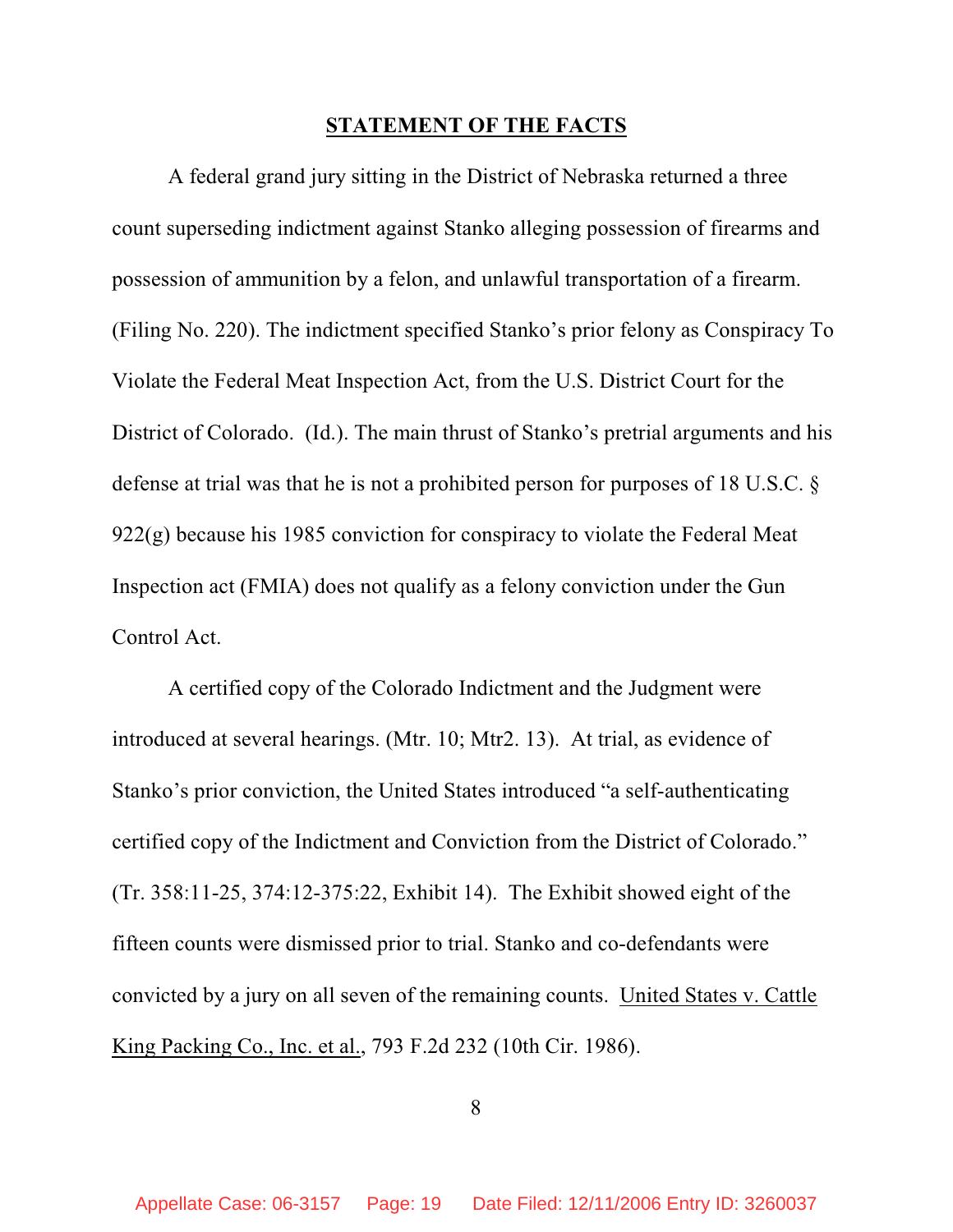## STATEMENT OF THE FACTS

A federal grand jury sitting in the District of Nebraska returned a three count superseding indictment against Stanko alleging possession of firearms and possession of ammunition by a felon, and unlawful transportation of a firearm. (Filing No. 220). The indictment specified Stanko's prior felony as Conspiracy To Violate the Federal Meat Inspection Act, from the U.S. District Court for the District of Colorado. (Id.). The main thrust of Stanko's pretrial arguments and his defense at trial was that he is not a prohibited person for purposes of 18 U.S.C. § 922(g) because his 1985 conviction for conspiracy to violate the Federal Meat Inspection act (FMIA) does not qualify as a felony conviction under the Gun Control Act.

A certified copy of the Colorado Indictment and the Judgment were introduced at several hearings. (Mtr. 10; Mtr2. 13). At trial, as evidence of Stanko's prior conviction, the United States introduced "a self-authenticating certified copy of the Indictment and Conviction from the District of Colorado." (Tr. 358:11-25, 374:12-375:22, Exhibit 14). The Exhibit showed eight of the fifteen counts were dismissed prior to trial. Stanko and co-defendants were convicted by a jury on all seven of the remaining counts. United States v. Cattle King Packing Co., Inc. et al., 793 F.2d 232 (10th Cir. 1986).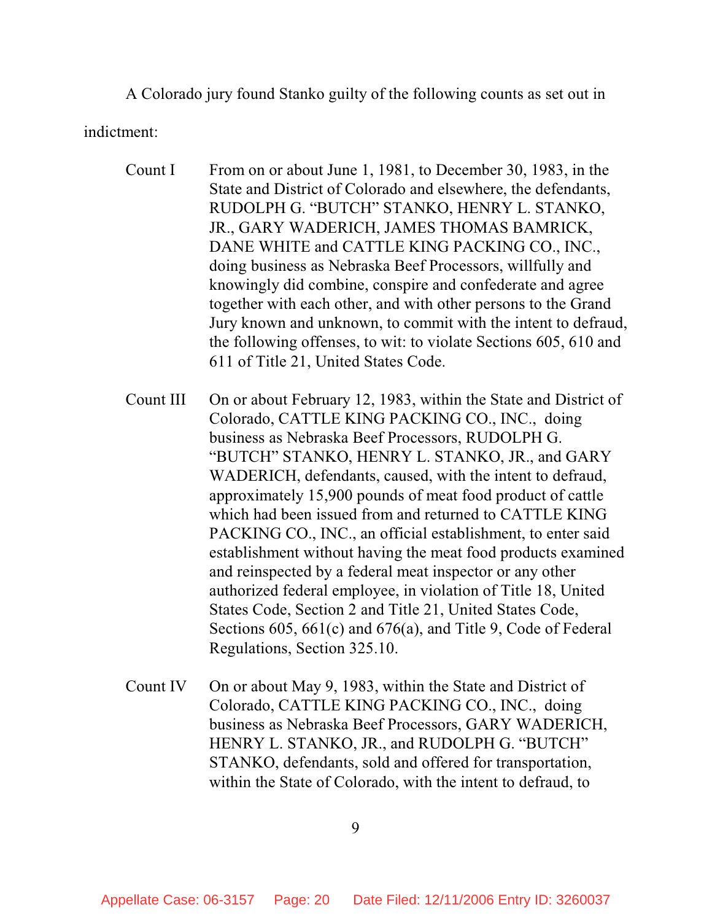A Colorado jury found Stanko guilty of the following counts as set out in indictment:

Count I From on or about June 1, 1981, to December 30, 1983, in the State and District of Colorado and elsewhere, the defendants, RUDOLPH G. "BUTCH" STANKO, HENRY L. STANKO, JR., GARY WADERICH, JAMES THOMAS BAMRICK, DANE WHITE and CATTLE KING PACKING CO., INC., doing business as Nebraska Beef Processors, willfully and knowingly did combine, conspire and confederate and agree together with each other, and with other persons to the Grand Jury known and unknown, to commit with the intent to defraud, the following offenses, to wit: to violate Sections 605, 610 and 611 of Title 21, United States Code.

Count III On or about February 12, 1983, within the State and District of Colorado, CATTLE KING PACKING CO., INC., doing business as Nebraska Beef Processors, RUDOLPH G. "BUTCH" STANKO, HENRY L. STANKO, JR., and GARY WADERICH, defendants, caused, with the intent to defraud, approximately 15,900 pounds of meat food product of cattle which had been issued from and returned to CATTLE KING PACKING CO., INC., an official establishment, to enter said establishment without having the meat food products examined and reinspected by a federal meat inspector or any other authorized federal employee, in violation of Title 18, United States Code, Section 2 and Title 21, United States Code, Sections 605, 661(c) and 676(a), and Title 9, Code of Federal Regulations, Section 325.10.

Count IV On or about May 9, 1983, within the State and District of Colorado, CATTLE KING PACKING CO., INC., doing business as Nebraska Beef Processors, GARY WADERICH, HENRY L. STANKO, JR., and RUDOLPH G. "BUTCH" STANKO, defendants, sold and offered for transportation, within the State of Colorado, with the intent to defraud, to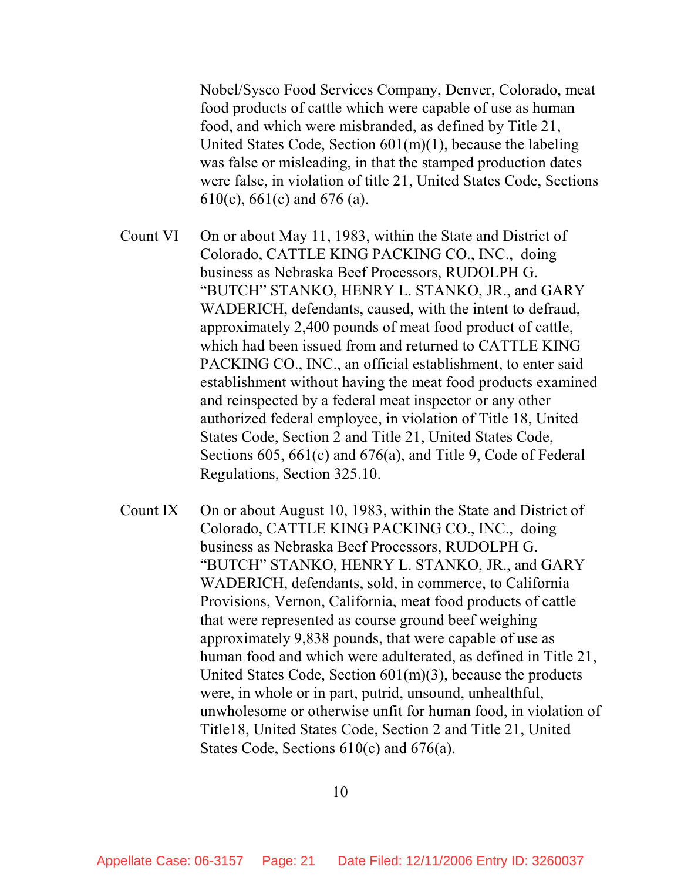Nobel/Sysco Food Services Company, Denver, Colorado, meat food products of cattle which were capable of use as human food, and which were misbranded, as defined by Title 21, United States Code, Section 601(m)(1), because the labeling was false or misleading, in that the stamped production dates were false, in violation of title 21, United States Code, Sections 610(c), 661(c) and 676 (a).

Count VI On or about May 11, 1983, within the State and District of Colorado, CATTLE KING PACKING CO., INC., doing business as Nebraska Beef Processors, RUDOLPH G. "BUTCH" STANKO, HENRY L. STANKO, JR., and GARY WADERICH, defendants, caused, with the intent to defraud, approximately 2,400 pounds of meat food product of cattle, which had been issued from and returned to CATTLE KING PACKING CO., INC., an official establishment, to enter said establishment without having the meat food products examined and reinspected by a federal meat inspector or any other authorized federal employee, in violation of Title 18, United States Code, Section 2 and Title 21, United States Code, Sections 605, 661(c) and 676(a), and Title 9, Code of Federal Regulations, Section 325.10.

Count IX On or about August 10, 1983, within the State and District of Colorado, CATTLE KING PACKING CO., INC., doing business as Nebraska Beef Processors, RUDOLPH G. "BUTCH" STANKO, HENRY L. STANKO, JR., and GARY WADERICH, defendants, sold, in commerce, to California Provisions, Vernon, California, meat food products of cattle that were represented as course ground beef weighing approximately 9,838 pounds, that were capable of use as human food and which were adulterated, as defined in Title 21, United States Code, Section 601(m)(3), because the products were, in whole or in part, putrid, unsound, unhealthful, unwholesome or otherwise unfit for human food, in violation of Title18, United States Code, Section 2 and Title 21, United States Code, Sections 610(c) and 676(a).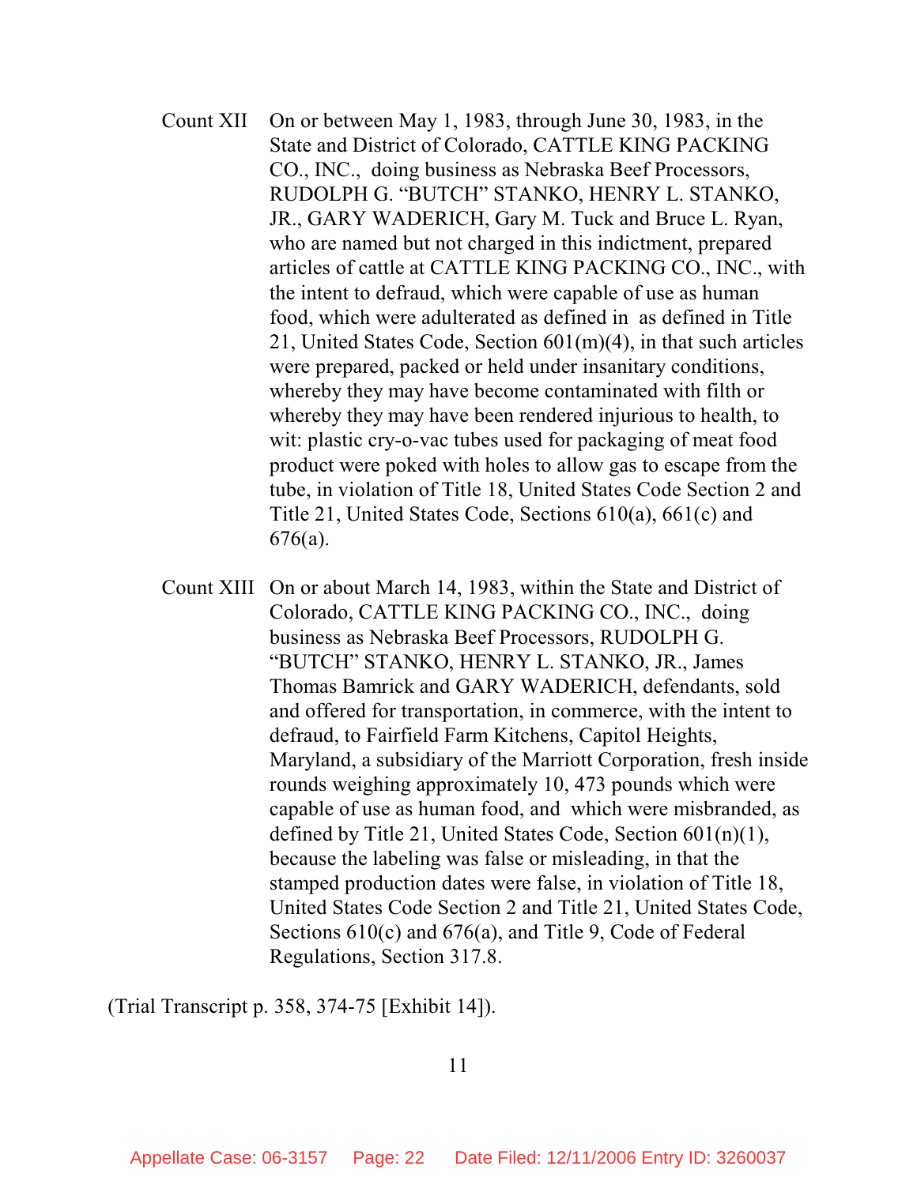Count XII On or between May 1, 1983, through June 30, 1983, in the State and District of Colorado, CATTLE KING PACKING CO., INC., doing business as Nebraska Beef Processors, RUDOLPH G. "BUTCH" STANKO, HENRY L. STANKO, JR., GARY WADERICH, Gary M. Tuck and Bruce L. Ryan, who are named but not charged in this indictment, prepared articles of cattle at CATTLE KING PACKING CO., INC., with the intent to defraud, which were capable of use as human food, which were adulterated as defined in as defined in Title 21, United States Code, Section 601(m)(4), in that such articles were prepared, packed or held under insanitary conditions, whereby they may have become contaminated with filth or whereby they may have been rendered injurious to health, to wit: plastic cry-o-vac tubes used for packaging of meat food product were poked with holes to allow gas to escape from the tube, in violation of Title 18, United States Code Section 2 and Title 21, United States Code, Sections 610(a), 661(c) and 676(a).

Count XIII On or about March 14, 1983, within the State and District of Colorado, CATTLE KING PACKING CO., INC., doing business as Nebraska Beef Processors, RUDOLPH G. "BUTCH" STANKO, HENRY L. STANKO, JR., James Thomas Bamrick and GARY WADERICH, defendants, sold and offered for transportation, in commerce, with the intent to defraud, to Fairfield Farm Kitchens, Capitol Heights, Maryland, a subsidiary of the Marriott Corporation, fresh inside rounds weighing approximately 10, 473 pounds which were capable of use as human food, and which were misbranded, as defined by Title 21, United States Code, Section 601(n)(1), because the labeling was false or misleading, in that the stamped production dates were false, in violation of Title 18, United States Code Section 2 and Title 21, United States Code, Sections 610(c) and 676(a), and Title 9, Code of Federal Regulations, Section 317.8.

(Trial Transcript p. 358, 374-75 [Exhibit 14]).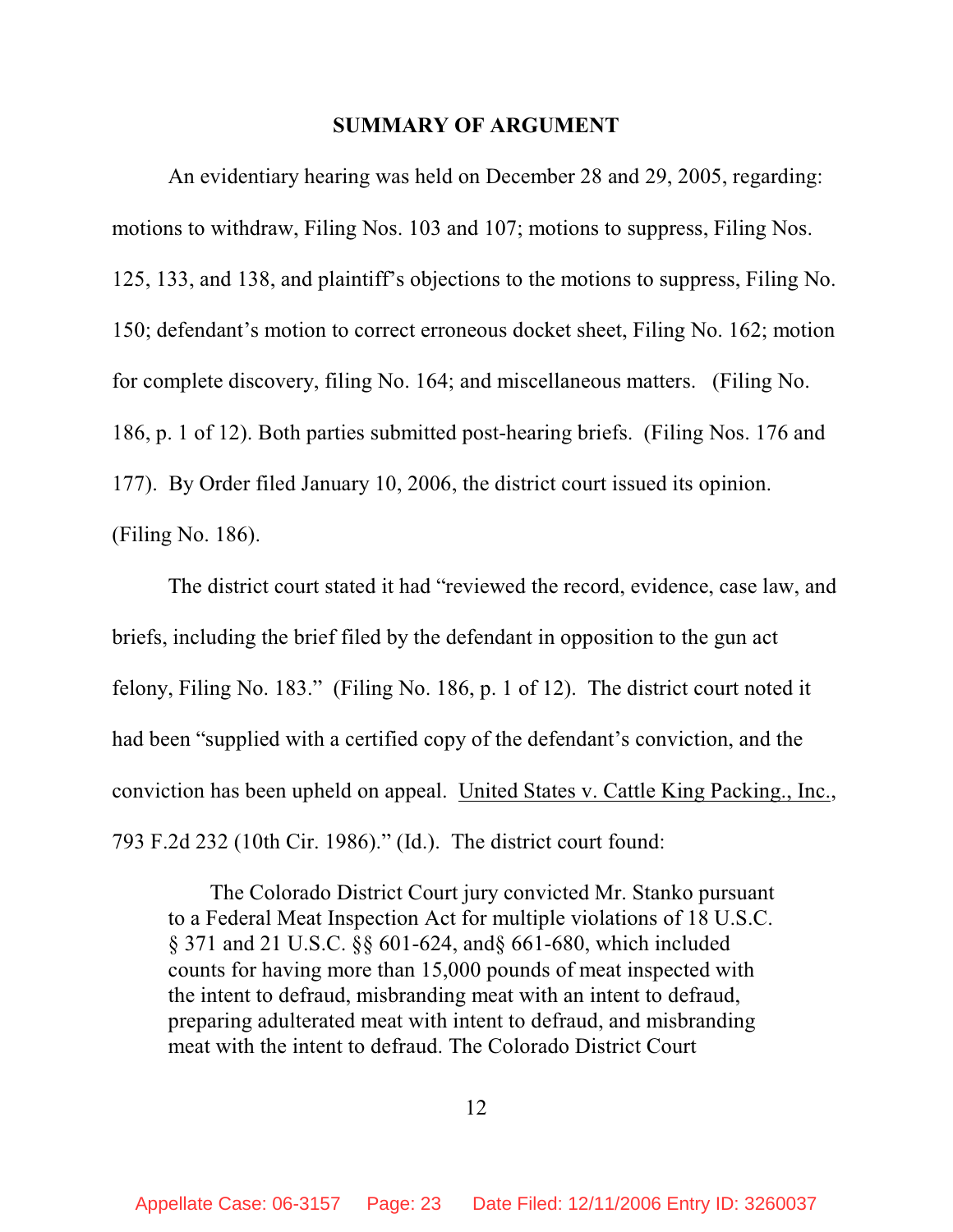## SUMMARY OF ARGUMENT

An evidentiary hearing was held on December 28 and 29, 2005, regarding: motions to withdraw, Filing Nos. 103 and 107; motions to suppress, Filing Nos. 125, 133, and 138, and plaintiff's objections to the motions to suppress, Filing No. 150; defendant's motion to correct erroneous docket sheet, Filing No. 162; motion for complete discovery, filing No. 164; and miscellaneous matters. (Filing No. 186, p. 1 of 12). Both parties submitted post-hearing briefs. (Filing Nos. 176 and 177). By Order filed January 10, 2006, the district court issued its opinion. (Filing No. 186).

The district court stated it had "reviewed the record, evidence, case law, and briefs, including the brief filed by the defendant in opposition to the gun act felony, Filing No. 183." (Filing No. 186, p. 1 of 12). The district court noted it had been "supplied with a certified copy of the defendant's conviction, and the conviction has been upheld on appeal. United States v. Cattle King Packing., Inc., 793 F.2d 232 (10th Cir. 1986)." (Id.). The district court found:

> The Colorado District Court jury convicted Mr. Stanko pursuant to a Federal Meat Inspection Act for multiple violations of 18 U.S.C. § 371 and 21 U.S.C. §§ 601-624, and§ 661-680, which included counts for having more than 15,000 pounds of meat inspected with the intent to defraud, misbranding meat with an intent to defraud, preparing adulterated meat with intent to defraud, and misbranding meat with the intent to defraud. The Colorado District Court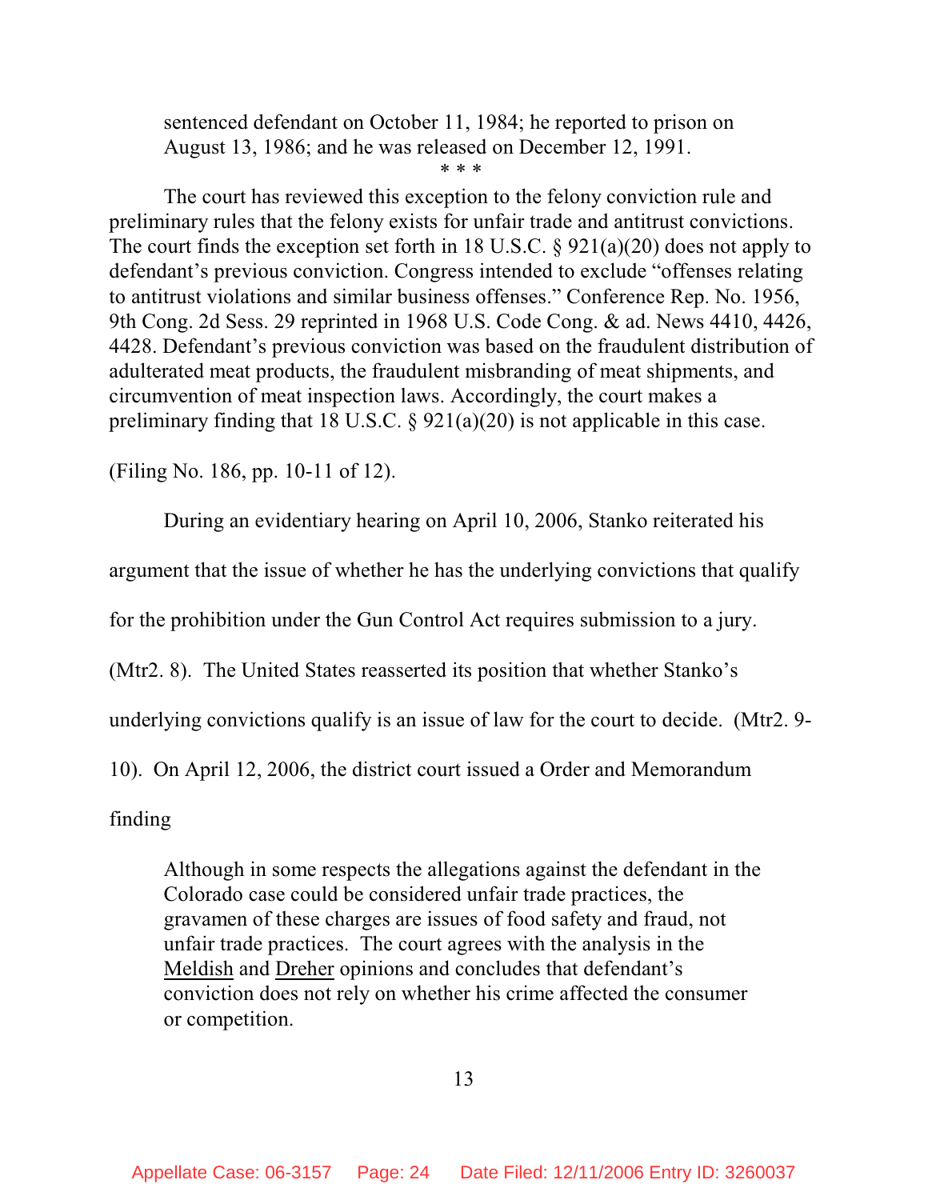> sentenced defendant on October 11, 1984; he reported to prison on August 13, 1986; and he was released on December 12, 1991.
>
> \* \* \*
>
> The court has reviewed this exception to the felony conviction rule and preliminary rules that the felony exists for unfair trade and antitrust convictions. The court finds the exception set forth in 18 U.S.C. § 921(a)(20) does not apply to defendant's previous conviction. Congress intended to exclude "offenses relating to antitrust violations and similar business offenses." Conference Rep. No. 1956, 9th Cong. 2d Sess. 29 reprinted in 1968 U.S. Code Cong. & ad. News 4410, 4426, 4428. Defendant's previous conviction was based on the fraudulent distribution of adulterated meat products, the fraudulent misbranding of meat shipments, and circumvention of meat inspection laws. Accordingly, the court makes a preliminary finding that 18 U.S.C. § 921(a)(20) is not applicable in this case.

(Filing No. 186, pp. 10-11 of 12).

During an evidentiary hearing on April 10, 2006, Stanko reiterated his argument that the issue of whether he has the underlying convictions that qualify for the prohibition under the Gun Control Act requires submission to a jury. (Mtr2. 8). The United States reasserted its position that whether Stanko's underlying convictions qualify is an issue of law for the court to decide. (Mtr2. 9-10). On April 12, 2006, the district court issued a Order and Memorandum finding

> Although in some respects the allegations against the defendant in the Colorado case could be considered unfair trade practices, the gravamen of these charges are issues of food safety and fraud, not unfair trade practices. The court agrees with the analysis in the Meldish and Dreher opinions and concludes that defendant's conviction does not rely on whether his crime affected the consumer or competition.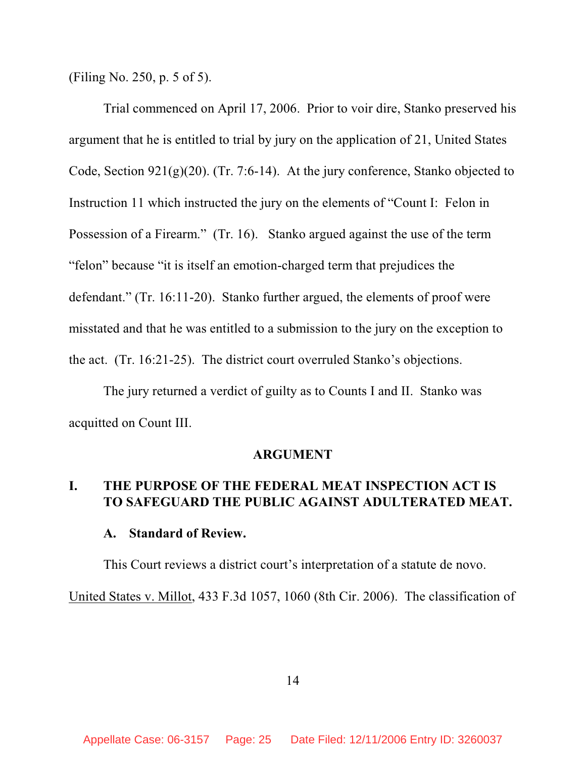(Filing No. 250, p. 5 of 5).

Trial commenced on April 17, 2006. Prior to voir dire, Stanko preserved his argument that he is entitled to trial by jury on the application of 21, United States Code, Section 921(g)(20). (Tr. 7:6-14). At the jury conference, Stanko objected to Instruction 11 which instructed the jury on the elements of "Count I: Felon in Possession of a Firearm." (Tr. 16). Stanko argued against the use of the term "felon" because "it is itself an emotion-charged term that prejudices the defendant." (Tr. 16:11-20). Stanko further argued, the elements of proof were misstated and that he was entitled to a submission to the jury on the exception to the act. (Tr. 16:21-25). The district court overruled Stanko's objections.

The jury returned a verdict of guilty as to Counts I and II. Stanko was acquitted on Count III.

## ARGUMENT

### I. THE PURPOSE OF THE FEDERAL MEAT INSPECTION ACT IS TO SAFEGUARD THE PUBLIC AGAINST ADULTERATED MEAT.

#### A. Standard of Review.

This Court reviews a district court's interpretation of a statute de novo. United States v. Millot, 433 F.3d 1057, 1060 (8th Cir. 2006). The classification of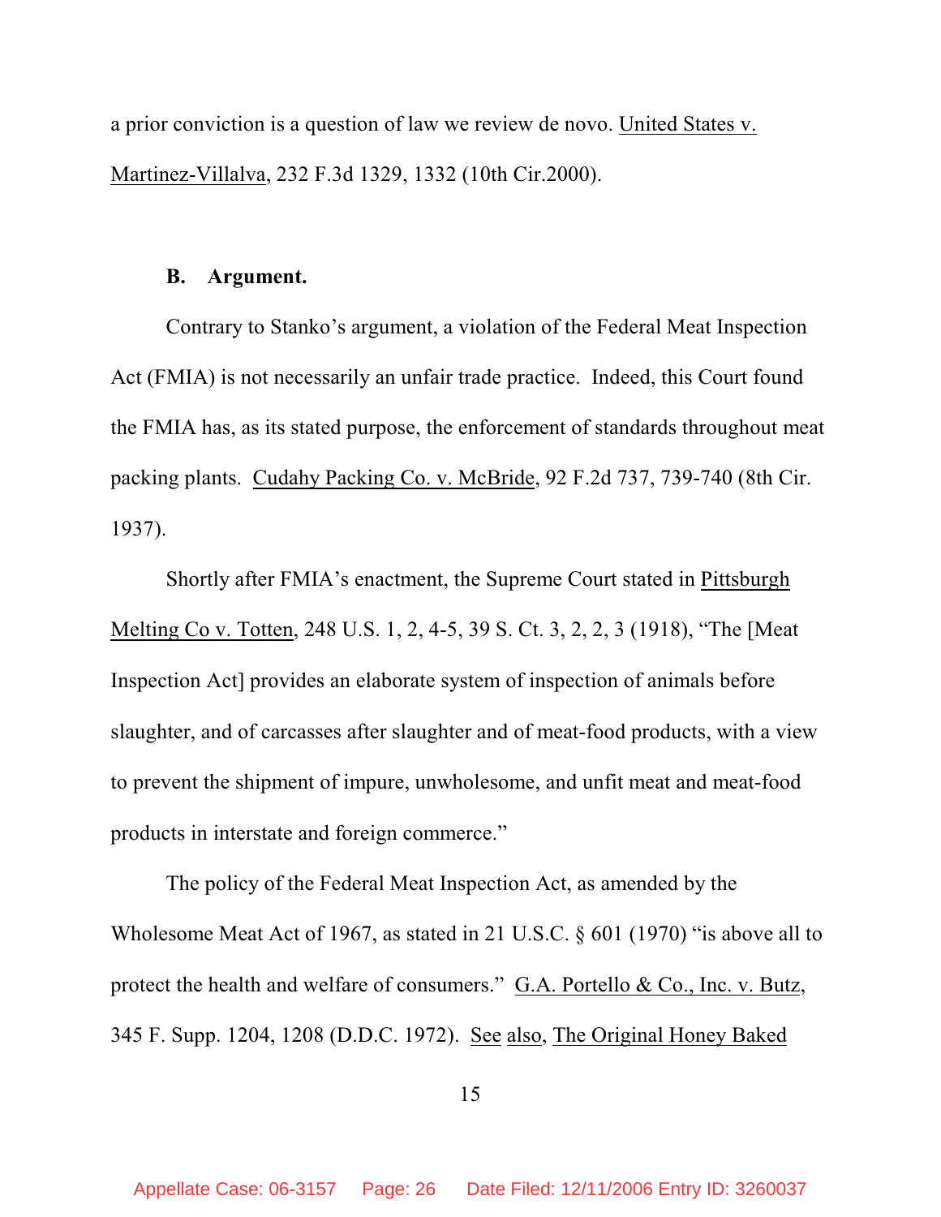a prior conviction is a question of law we review de novo. United States v. Martinez-Villalva, 232 F.3d 1329, 1332 (10th Cir.2000).

### B. Argument.

Contrary to Stanko's argument, a violation of the Federal Meat Inspection Act (FMIA) is not necessarily an unfair trade practice. Indeed, this Court found the FMIA has, as its stated purpose, the enforcement of standards throughout meat packing plants. Cudahy Packing Co. v. McBride, 92 F.2d 737, 739-740 (8th Cir. 1937).

Shortly after FMIA's enactment, the Supreme Court stated in Pittsburgh Melting Co v. Totten, 248 U.S. 1, 2, 4-5, 39 S. Ct. 3, 2, 2, 3 (1918), "The [Meat Inspection Act] provides an elaborate system of inspection of animals before slaughter, and of carcasses after slaughter and of meat-food products, with a view to prevent the shipment of impure, unwholesome, and unfit meat and meat-food products in interstate and foreign commerce."

The policy of the Federal Meat Inspection Act, as amended by the Wholesome Meat Act of 1967, as stated in 21 U.S.C. § 601 (1970) "is above all to protect the health and welfare of consumers." G.A. Portello & Co., Inc. v. Butz, 345 F. Supp. 1204, 1208 (D.D.C. 1972). See also, The Original Honey Baked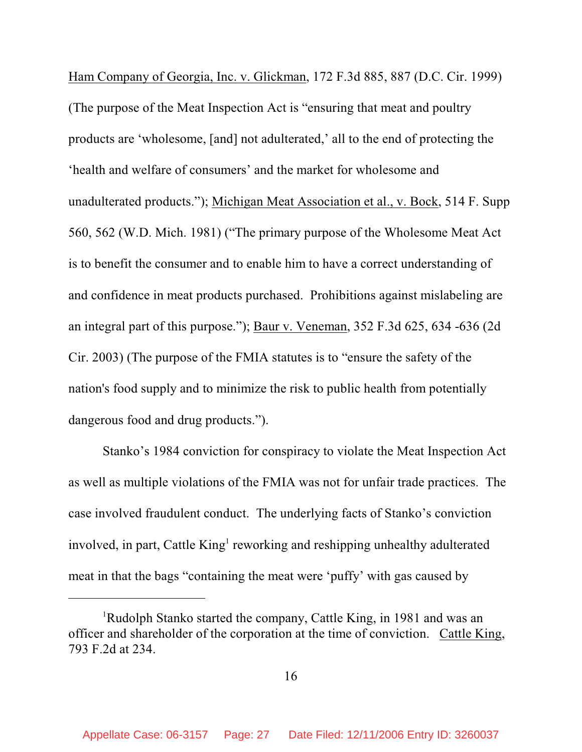Ham Company of Georgia, Inc. v. Glickman, 172 F.3d 885, 887 (D.C. Cir. 1999) (The purpose of the Meat Inspection Act is "ensuring that meat and poultry products are 'wholesome, [and] not adulterated,' all to the end of protecting the 'health and welfare of consumers' and the market for wholesome and unadulterated products."); Michigan Meat Association et al., v. Bock, 514 F. Supp 560, 562 (W.D. Mich. 1981) ("The primary purpose of the Wholesome Meat Act is to benefit the consumer and to enable him to have a correct understanding of and confidence in meat products purchased. Prohibitions against mislabeling are an integral part of this purpose."); Baur v. Veneman, 352 F.3d 625, 634 -636 (2d Cir. 2003) (The purpose of the FMIA statutes is to "ensure the safety of the nation's food supply and to minimize the risk to public health from potentially dangerous food and drug products.").

Stanko's 1984 conviction for conspiracy to violate the Meat Inspection Act as well as multiple violations of the FMIA was not for unfair trade practices. The case involved fraudulent conduct. The underlying facts of Stanko's conviction involved, in part, Cattle King[1] reworking and reshipping unhealthy adulterated meat in that the bags "containing the meat were 'puffy' with gas caused by

---

[1]Rudolph Stanko started the company, Cattle King, in 1981 and was an officer and shareholder of the corporation at the time of conviction. Cattle King, 793 F.2d at 234.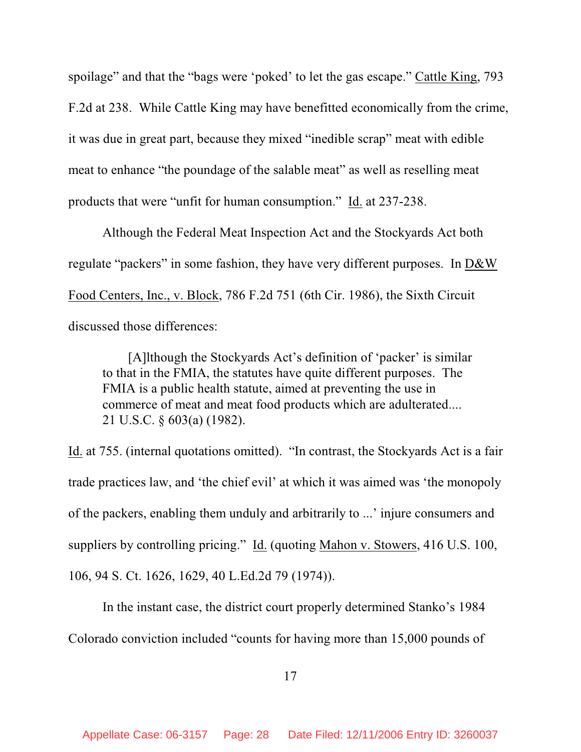spoilage" and that the "bags were 'poked' to let the gas escape." Cattle King, 793 F.2d at 238. While Cattle King may have benefitted economically from the crime, it was due in great part, because they mixed "inedible scrap" meat with edible meat to enhance "the poundage of the salable meat" as well as reselling meat products that were "unfit for human consumption." Id. at 237-238.

Although the Federal Meat Inspection Act and the Stockyards Act both regulate "packers" in some fashion, they have very different purposes. In D&W Food Centers, Inc., v. Block, 786 F.2d 751 (6th Cir. 1986), the Sixth Circuit discussed those differences:

> [A]lthough the Stockyards Act's definition of 'packer' is similar to that in the FMIA, the statutes have quite different purposes. The FMIA is a public health statute, aimed at preventing the use in commerce of meat and meat food products which are adulterated.... 21 U.S.C. § 603(a) (1982).

Id. at 755. (internal quotations omitted). "In contrast, the Stockyards Act is a fair trade practices law, and 'the chief evil' at which it was aimed was 'the monopoly of the packers, enabling them unduly and arbitrarily to ...' injure consumers and suppliers by controlling pricing." Id. (quoting Mahon v. Stowers, 416 U.S. 100, 106, 94 S. Ct. 1626, 1629, 40 L.Ed.2d 79 (1974)).

In the instant case, the district court properly determined Stanko's 1984 Colorado conviction included "counts for having more than 15,000 pounds of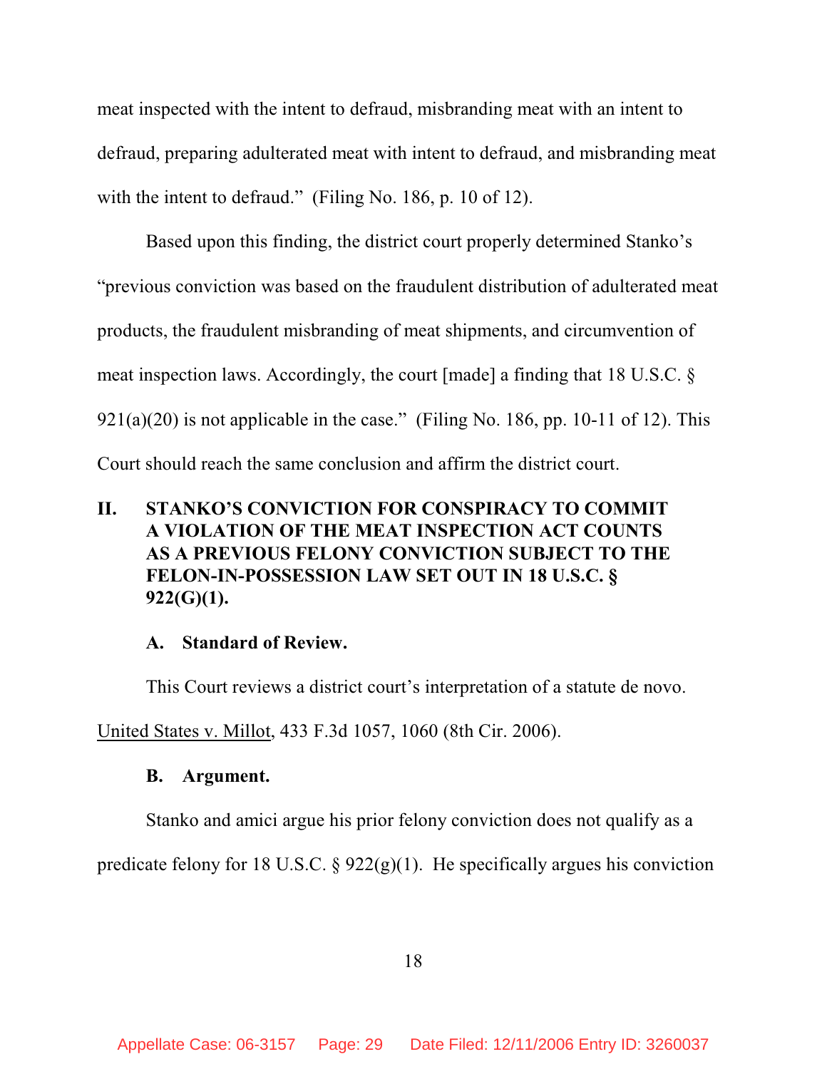meat inspected with the intent to defraud, misbranding meat with an intent to defraud, preparing adulterated meat with intent to defraud, and misbranding meat with the intent to defraud." (Filing No. 186, p. 10 of 12).

Based upon this finding, the district court properly determined Stanko's "previous conviction was based on the fraudulent distribution of adulterated meat products, the fraudulent misbranding of meat shipments, and circumvention of meat inspection laws. Accordingly, the court [made] a finding that 18 U.S.C. § 921(a)(20) is not applicable in the case." (Filing No. 186, pp. 10-11 of 12). This Court should reach the same conclusion and affirm the district court.

## II. STANKO'S CONVICTION FOR CONSPIRACY TO COMMIT A VIOLATION OF THE MEAT INSPECTION ACT COUNTS AS A PREVIOUS FELONY CONVICTION SUBJECT TO THE FELON-IN-POSSESSION LAW SET OUT IN 18 U.S.C. § 922(G)(1).

### A. Standard of Review.

This Court reviews a district court's interpretation of a statute de novo. United States v. Millot, 433 F.3d 1057, 1060 (8th Cir. 2006).

### B. Argument.

Stanko and amici argue his prior felony conviction does not qualify as a predicate felony for 18 U.S.C. § 922(g)(1). He specifically argues his conviction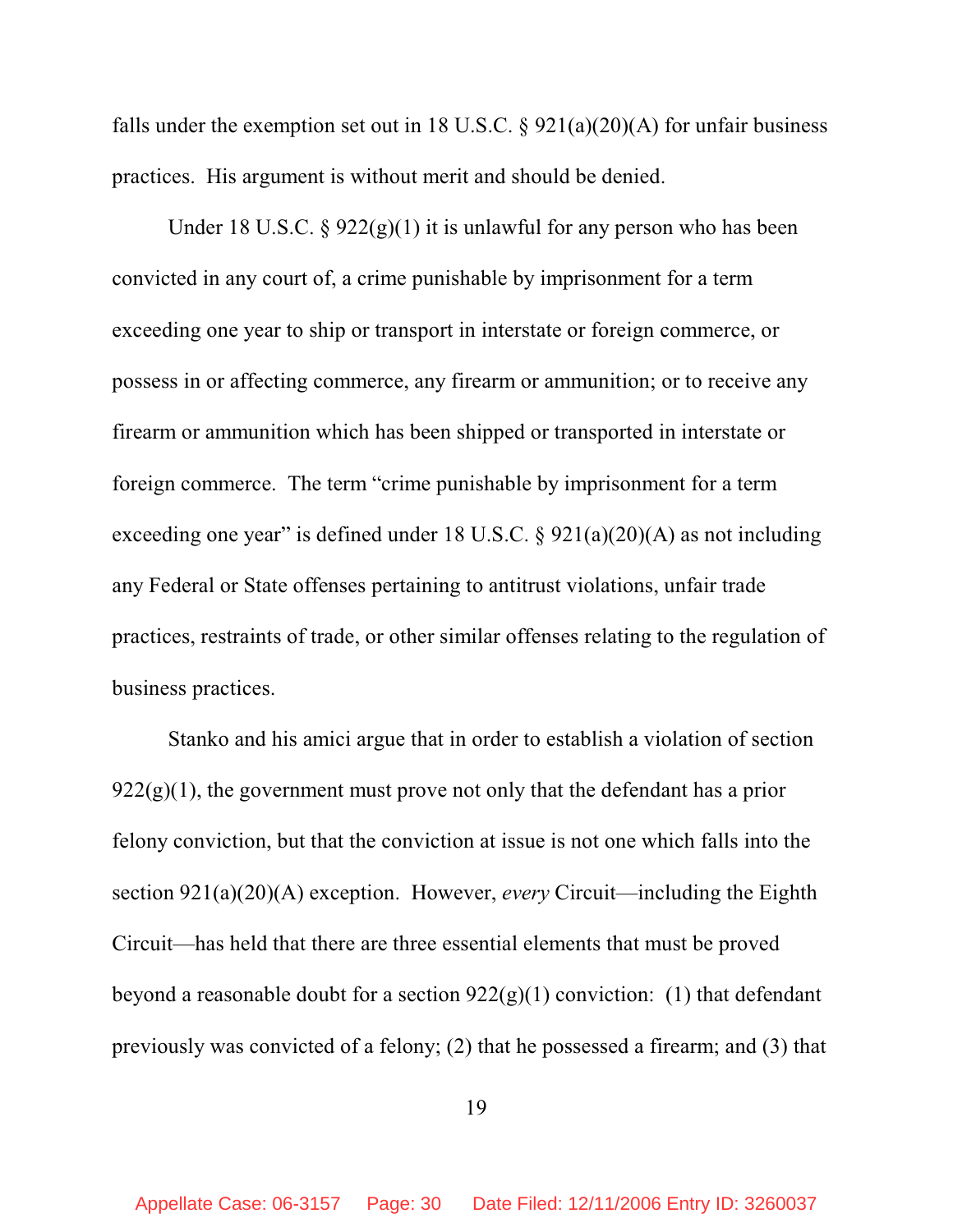falls under the exemption set out in 18 U.S.C. § 921(a)(20)(A) for unfair business practices. His argument is without merit and should be denied.

Under 18 U.S.C. § 922(g)(1) it is unlawful for any person who has been convicted in any court of, a crime punishable by imprisonment for a term exceeding one year to ship or transport in interstate or foreign commerce, or possess in or affecting commerce, any firearm or ammunition; or to receive any firearm or ammunition which has been shipped or transported in interstate or foreign commerce. The term "crime punishable by imprisonment for a term exceeding one year" is defined under 18 U.S.C. § 921(a)(20)(A) as not including any Federal or State offenses pertaining to antitrust violations, unfair trade practices, restraints of trade, or other similar offenses relating to the regulation of business practices.

Stanko and his amici argue that in order to establish a violation of section 922(g)(1), the government must prove not only that the defendant has a prior felony conviction, but that the conviction at issue is not one which falls into the section 921(a)(20)(A) exception. However, *every* Circuit—including the Eighth Circuit—has held that there are three essential elements that must be proved beyond a reasonable doubt for a section 922(g)(1) conviction: (1) that defendant previously was convicted of a felony; (2) that he possessed a firearm; and (3) that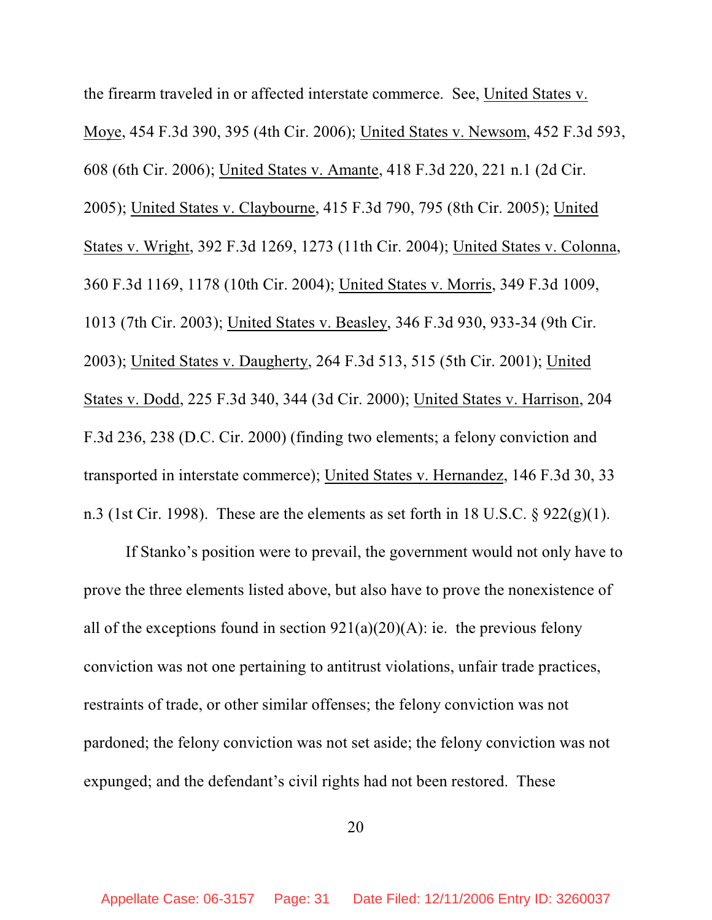the firearm traveled in or affected interstate commerce. See, United States v. Moye, 454 F.3d 390, 395 (4th Cir. 2006); United States v. Newsom, 452 F.3d 593, 608 (6th Cir. 2006); United States v. Amante, 418 F.3d 220, 221 n.1 (2d Cir. 2005); United States v. Claybourne, 415 F.3d 790, 795 (8th Cir. 2005); United States v. Wright, 392 F.3d 1269, 1273 (11th Cir. 2004); United States v. Colonna, 360 F.3d 1169, 1178 (10th Cir. 2004); United States v. Morris, 349 F.3d 1009, 1013 (7th Cir. 2003); United States v. Beasley, 346 F.3d 930, 933-34 (9th Cir. 2003); United States v. Daugherty, 264 F.3d 513, 515 (5th Cir. 2001); United States v. Dodd, 225 F.3d 340, 344 (3d Cir. 2000); United States v. Harrison, 204 F.3d 236, 238 (D.C. Cir. 2000) (finding two elements; a felony conviction and transported in interstate commerce); United States v. Hernandez, 146 F.3d 30, 33 n.3 (1st Cir. 1998). These are the elements as set forth in 18 U.S.C. § 922(g)(1).

If Stanko's position were to prevail, the government would not only have to prove the three elements listed above, but also have to prove the nonexistence of all of the exceptions found in section 921(a)(20)(A): ie. the previous felony conviction was not one pertaining to antitrust violations, unfair trade practices, restraints of trade, or other similar offenses; the felony conviction was not pardoned; the felony conviction was not set aside; the felony conviction was not expunged; and the defendant's civil rights had not been restored. These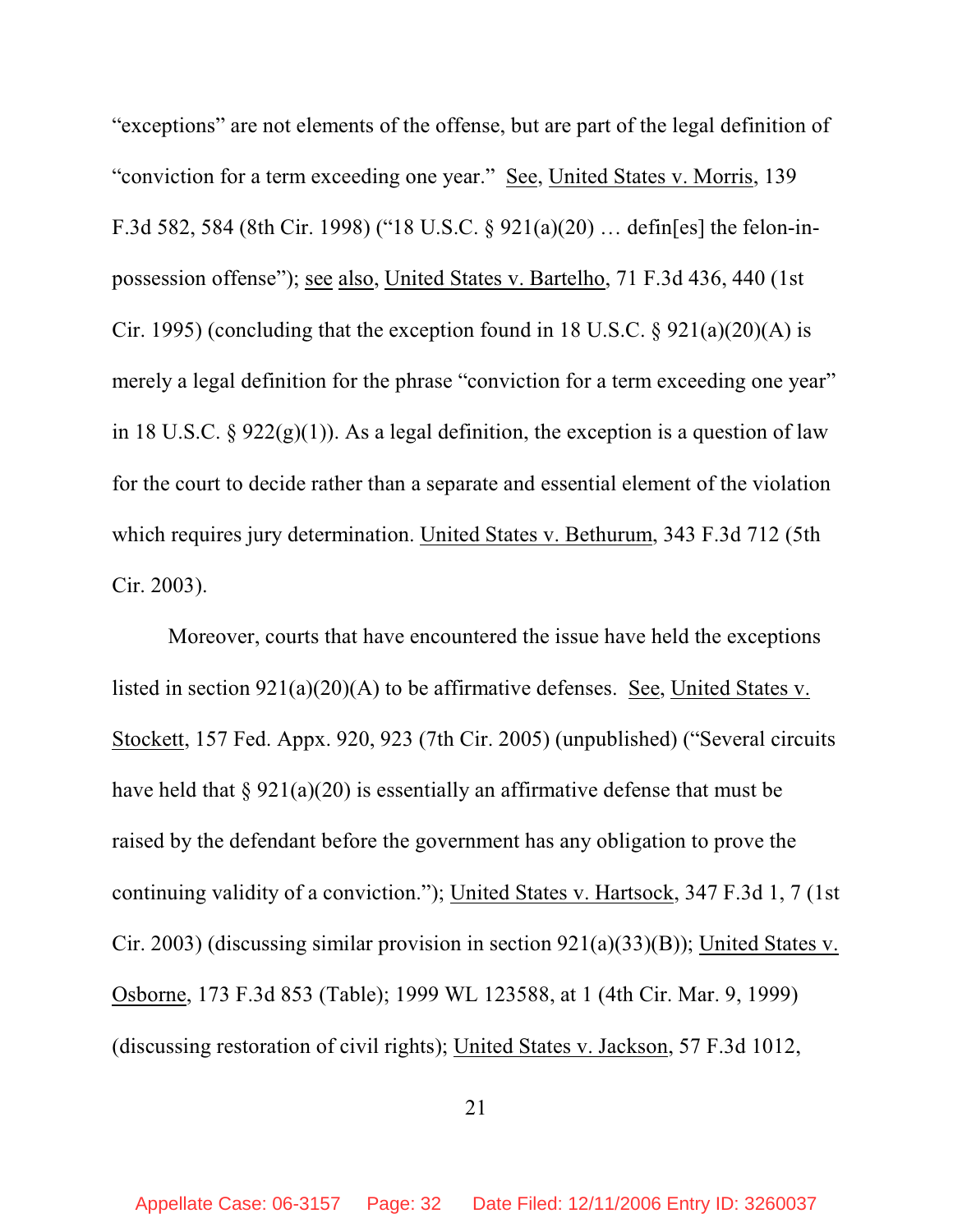"exceptions" are not elements of the offense, but are part of the legal definition of "conviction for a term exceeding one year." See, United States v. Morris, 139 F.3d 582, 584 (8th Cir. 1998) ("18 U.S.C. § 921(a)(20) … defin[es] the felon-in-possession offense"); see also, United States v. Bartelho, 71 F.3d 436, 440 (1st Cir. 1995) (concluding that the exception found in 18 U.S.C. § 921(a)(20)(A) is merely a legal definition for the phrase "conviction for a term exceeding one year" in 18 U.S.C. § 922(g)(1)). As a legal definition, the exception is a question of law for the court to decide rather than a separate and essential element of the violation which requires jury determination. United States v. Bethurum, 343 F.3d 712 (5th Cir. 2003).

Moreover, courts that have encountered the issue have held the exceptions listed in section 921(a)(20)(A) to be affirmative defenses. See, United States v. Stockett, 157 Fed. Appx. 920, 923 (7th Cir. 2005) (unpublished) ("Several circuits have held that § 921(a)(20) is essentially an affirmative defense that must be raised by the defendant before the government has any obligation to prove the continuing validity of a conviction."); United States v. Hartsock, 347 F.3d 1, 7 (1st Cir. 2003) (discussing similar provision in section 921(a)(33)(B)); United States v. Osborne, 173 F.3d 853 (Table); 1999 WL 123588, at 1 (4th Cir. Mar. 9, 1999) (discussing restoration of civil rights); United States v. Jackson, 57 F.3d 1012,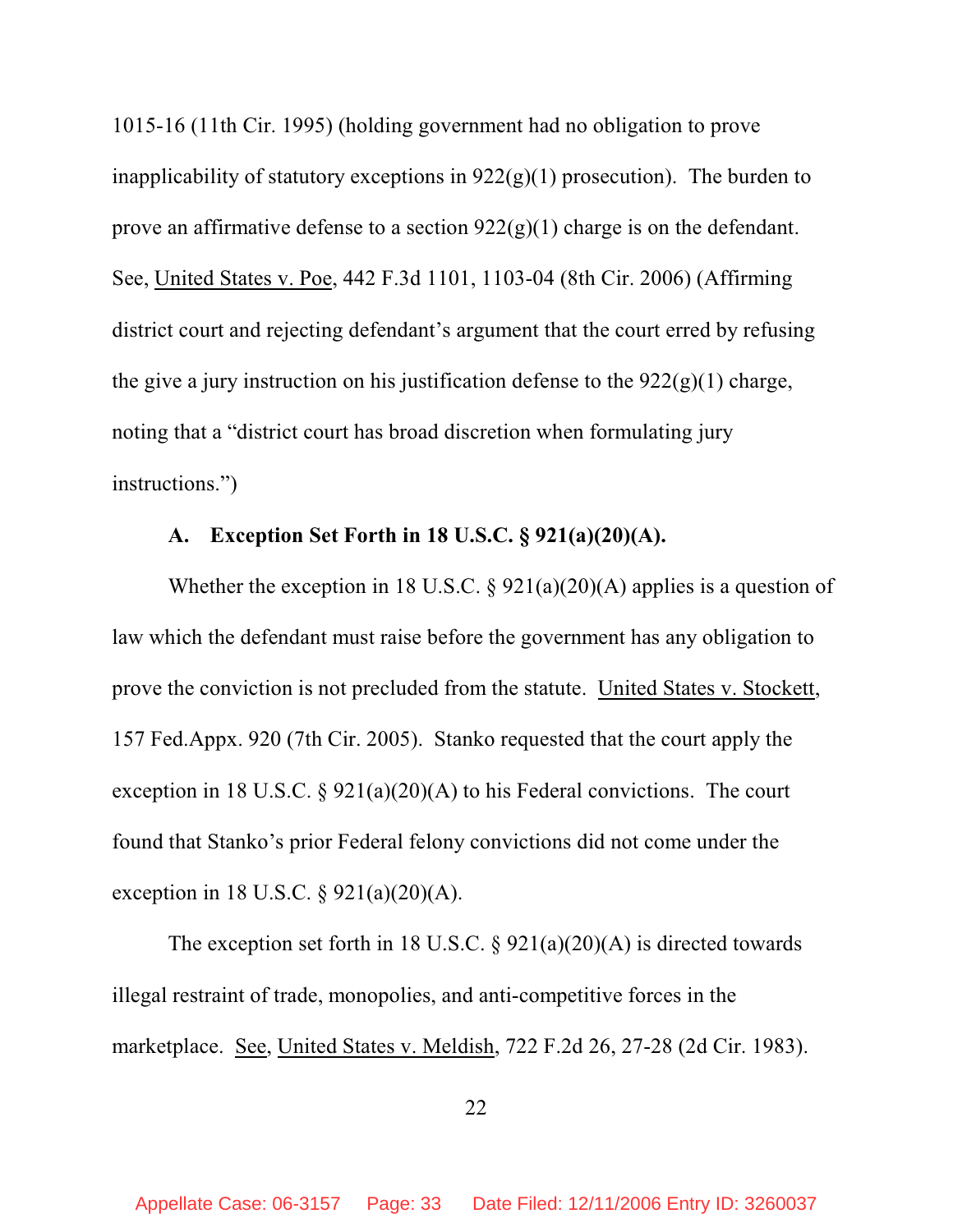1015-16 (11th Cir. 1995) (holding government had no obligation to prove inapplicability of statutory exceptions in 922(g)(1) prosecution). The burden to prove an affirmative defense to a section 922(g)(1) charge is on the defendant. See, United States v. Poe, 442 F.3d 1101, 1103-04 (8th Cir. 2006) (Affirming district court and rejecting defendant's argument that the court erred by refusing the give a jury instruction on his justification defense to the 922(g)(1) charge, noting that a "district court has broad discretion when formulating jury instructions.")

### A. Exception Set Forth in 18 U.S.C. § 921(a)(20)(A).

Whether the exception in 18 U.S.C. § 921(a)(20)(A) applies is a question of law which the defendant must raise before the government has any obligation to prove the conviction is not precluded from the statute. United States v. Stockett, 157 Fed.Appx. 920 (7th Cir. 2005). Stanko requested that the court apply the exception in 18 U.S.C. § 921(a)(20)(A) to his Federal convictions. The court found that Stanko's prior Federal felony convictions did not come under the exception in 18 U.S.C. § 921(a)(20)(A).

The exception set forth in 18 U.S.C. § 921(a)(20)(A) is directed towards illegal restraint of trade, monopolies, and anti-competitive forces in the marketplace. See, United States v. Meldish, 722 F.2d 26, 27-28 (2d Cir. 1983).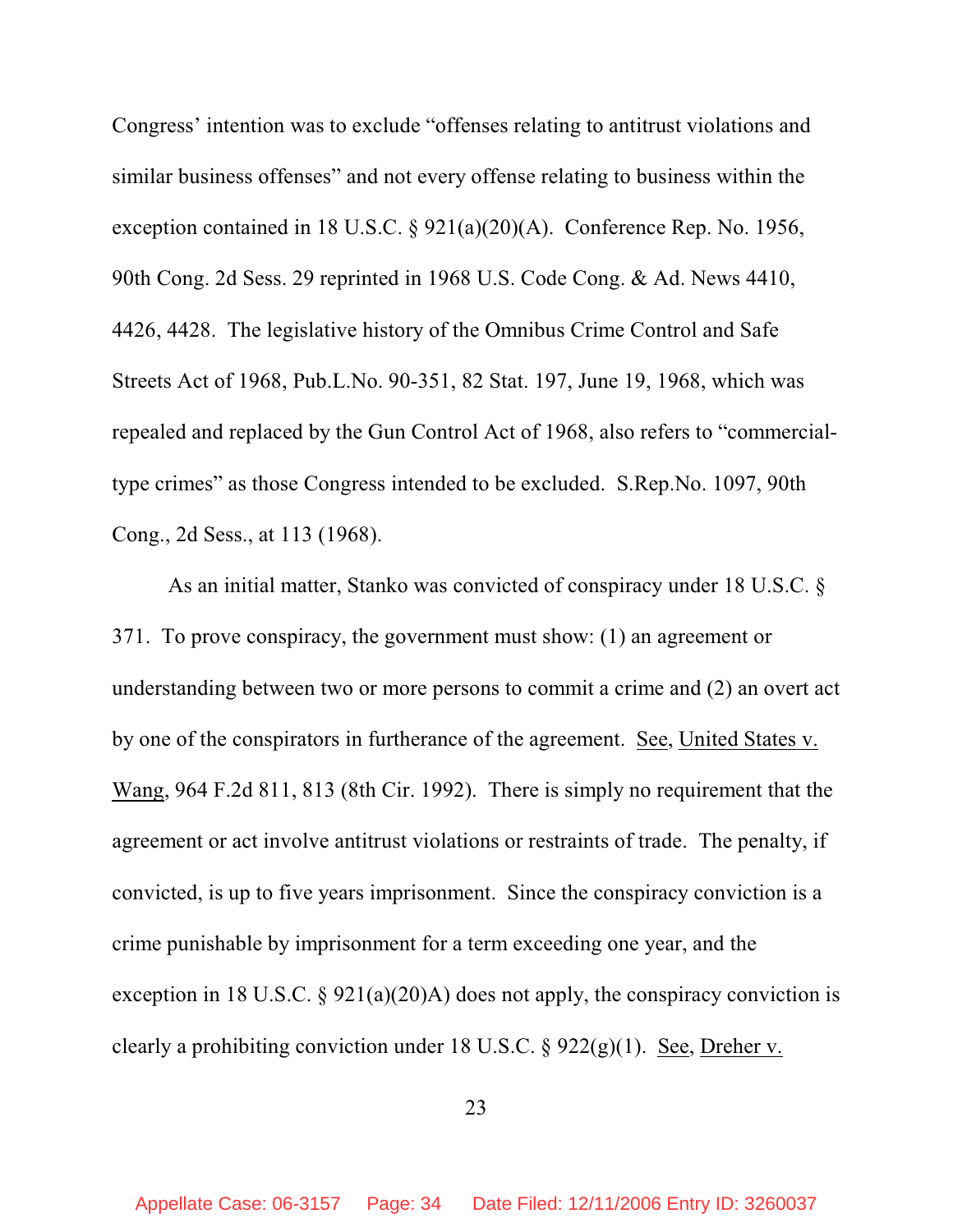Congress' intention was to exclude "offenses relating to antitrust violations and similar business offenses" and not every offense relating to business within the exception contained in 18 U.S.C. § 921(a)(20)(A). Conference Rep. No. 1956, 90th Cong. 2d Sess. 29 reprinted in 1968 U.S. Code Cong. & Ad. News 4410, 4426, 4428. The legislative history of the Omnibus Crime Control and Safe Streets Act of 1968, Pub.L.No. 90-351, 82 Stat. 197, June 19, 1968, which was repealed and replaced by the Gun Control Act of 1968, also refers to "commercial-type crimes" as those Congress intended to be excluded. S.Rep.No. 1097, 90th Cong., 2d Sess., at 113 (1968).

As an initial matter, Stanko was convicted of conspiracy under 18 U.S.C. § 371. To prove conspiracy, the government must show: (1) an agreement or understanding between two or more persons to commit a crime and (2) an overt act by one of the conspirators in furtherance of the agreement. See, United States v. Wang, 964 F.2d 811, 813 (8th Cir. 1992). There is simply no requirement that the agreement or act involve antitrust violations or restraints of trade. The penalty, if convicted, is up to five years imprisonment. Since the conspiracy conviction is a crime punishable by imprisonment for a term exceeding one year, and the exception in 18 U.S.C. § 921(a)(20)A) does not apply, the conspiracy conviction is clearly a prohibiting conviction under 18 U.S.C. § 922(g)(1). See, Dreher v.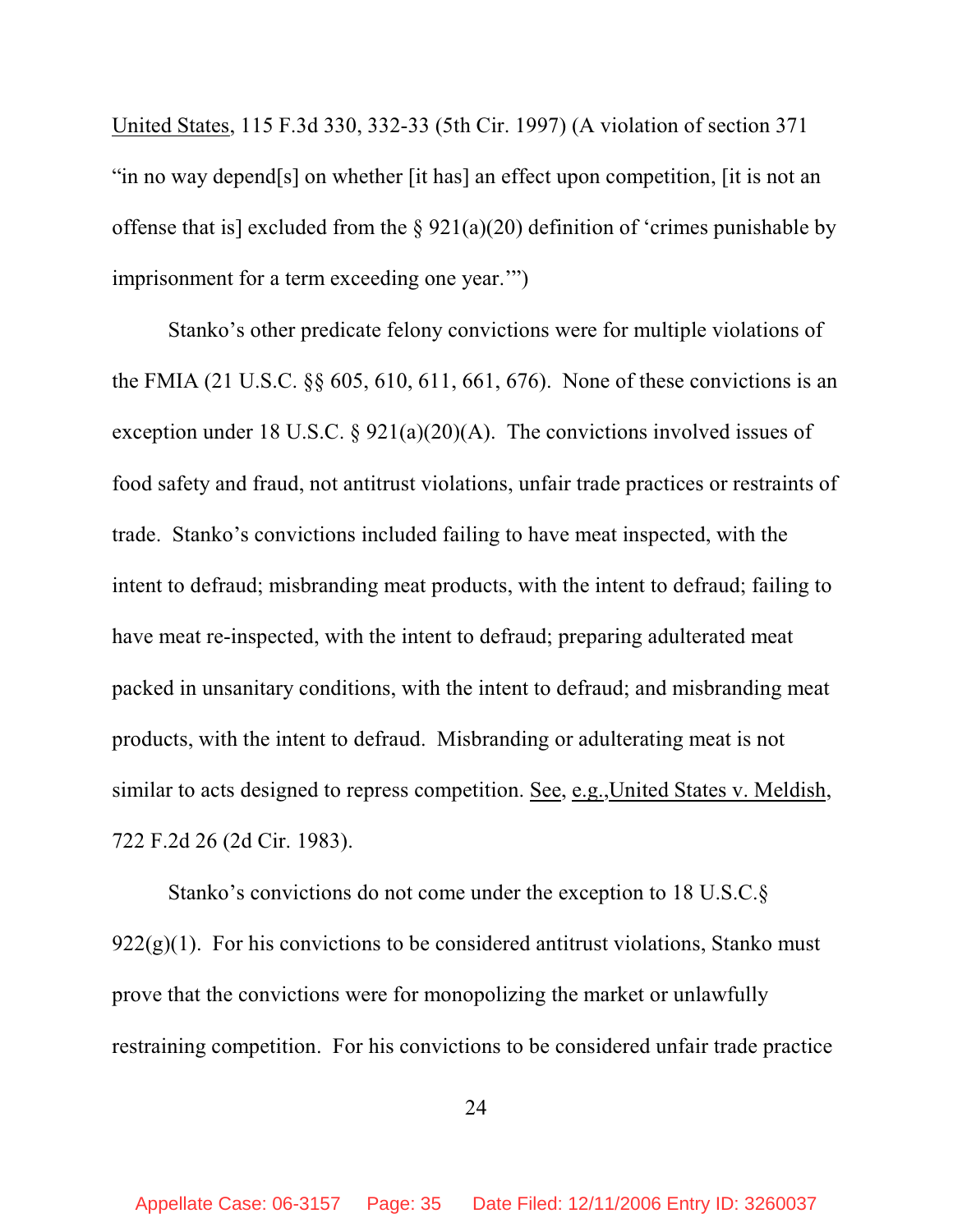United States, 115 F.3d 330, 332-33 (5th Cir. 1997) (A violation of section 371 "in no way depend[s] on whether [it has] an effect upon competition, [it is not an offense that is] excluded from the § 921(a)(20) definition of 'crimes punishable by imprisonment for a term exceeding one year.'")

Stanko's other predicate felony convictions were for multiple violations of the FMIA (21 U.S.C. §§ 605, 610, 611, 661, 676). None of these convictions is an exception under 18 U.S.C. § 921(a)(20)(A). The convictions involved issues of food safety and fraud, not antitrust violations, unfair trade practices or restraints of trade. Stanko's convictions included failing to have meat inspected, with the intent to defraud; misbranding meat products, with the intent to defraud; failing to have meat re-inspected, with the intent to defraud; preparing adulterated meat packed in unsanitary conditions, with the intent to defraud; and misbranding meat products, with the intent to defraud. Misbranding or adulterating meat is not similar to acts designed to repress competition. See, e.g., United States v. Meldish, 722 F.2d 26 (2d Cir. 1983).

Stanko's convictions do not come under the exception to 18 U.S.C.§ 922(g)(1). For his convictions to be considered antitrust violations, Stanko must prove that the convictions were for monopolizing the market or unlawfully restraining competition. For his convictions to be considered unfair trade practice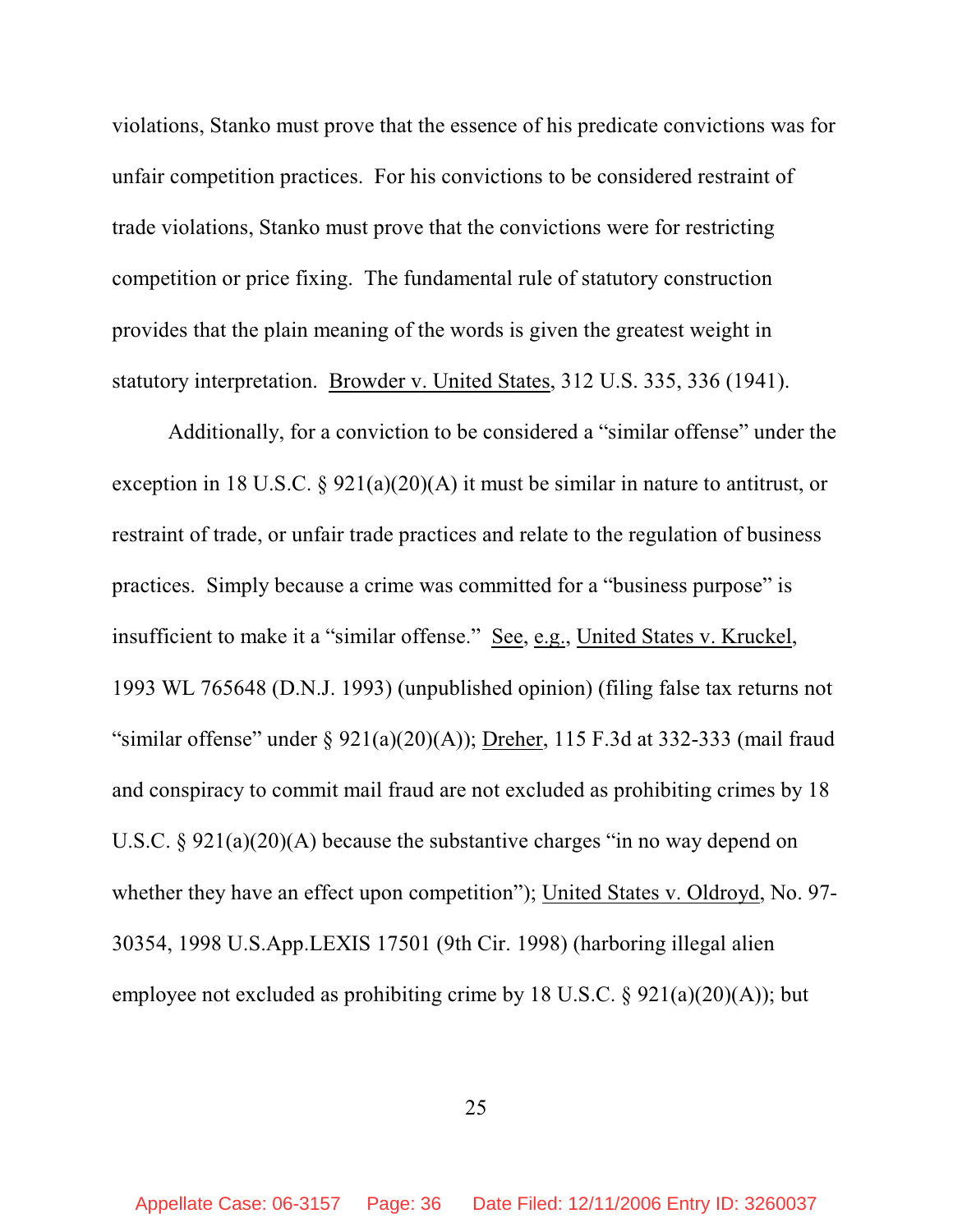violations, Stanko must prove that the essence of his predicate convictions was for unfair competition practices. For his convictions to be considered restraint of trade violations, Stanko must prove that the convictions were for restricting competition or price fixing. The fundamental rule of statutory construction provides that the plain meaning of the words is given the greatest weight in statutory interpretation. Browder v. United States, 312 U.S. 335, 336 (1941).

Additionally, for a conviction to be considered a "similar offense" under the exception in 18 U.S.C. § 921(a)(20)(A) it must be similar in nature to antitrust, or restraint of trade, or unfair trade practices and relate to the regulation of business practices. Simply because a crime was committed for a "business purpose" is insufficient to make it a "similar offense." See, e.g., United States v. Kruckel, 1993 WL 765648 (D.N.J. 1993) (unpublished opinion) (filing false tax returns not "similar offense" under § 921(a)(20)(A)); Dreher, 115 F.3d at 332-333 (mail fraud and conspiracy to commit mail fraud are not excluded as prohibiting crimes by 18 U.S.C. § 921(a)(20)(A) because the substantive charges "in no way depend on whether they have an effect upon competition"); United States v. Oldroyd, No. 97-30354, 1998 U.S.App.LEXIS 17501 (9th Cir. 1998) (harboring illegal alien employee not excluded as prohibiting crime by 18 U.S.C. § 921(a)(20)(A)); but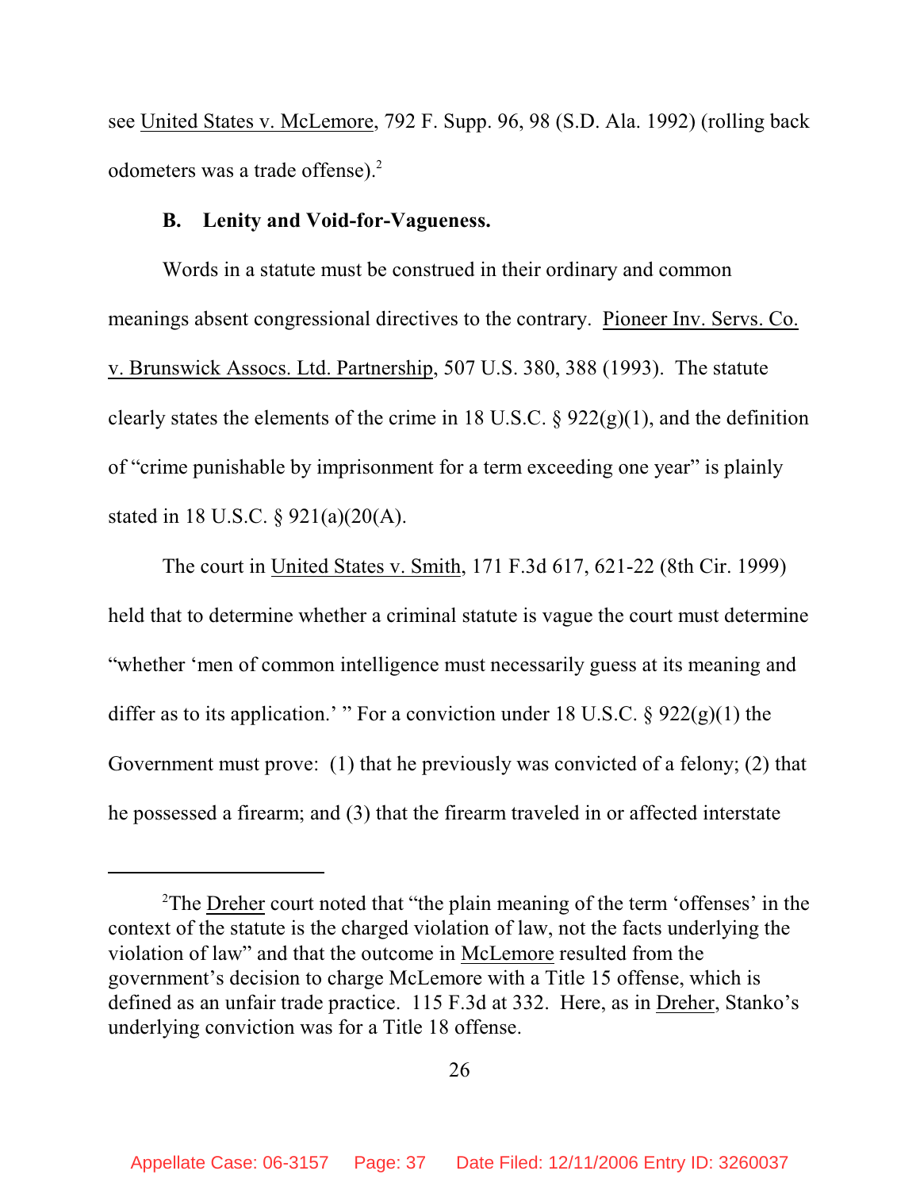see United States v. McLemore, 792 F. Supp. 96, 98 (S.D. Ala. 1992) (rolling back odometers was a trade offense).[2]

**B. Lenity and Void-for-Vagueness.**

Words in a statute must be construed in their ordinary and common meanings absent congressional directives to the contrary. Pioneer Inv. Servs. Co. v. Brunswick Assocs. Ltd. Partnership, 507 U.S. 380, 388 (1993). The statute clearly states the elements of the crime in 18 U.S.C. § 922(g)(1), and the definition of "crime punishable by imprisonment for a term exceeding one year" is plainly stated in 18 U.S.C. § 921(a)(20(A).

The court in United States v. Smith, 171 F.3d 617, 621-22 (8th Cir. 1999) held that to determine whether a criminal statute is vague the court must determine "whether 'men of common intelligence must necessarily guess at its meaning and differ as to its application.' " For a conviction under 18 U.S.C. § 922(g)(1) the Government must prove: (1) that he previously was convicted of a felony; (2) that he possessed a firearm; and (3) that the firearm traveled in or affected interstate

---

[2]The Dreher court noted that "the plain meaning of the term 'offenses' in the context of the statute is the charged violation of law, not the facts underlying the violation of law" and that the outcome in McLemore resulted from the government's decision to charge McLemore with a Title 15 offense, which is defined as an unfair trade practice. 115 F.3d at 332. Here, as in Dreher, Stanko's underlying conviction was for a Title 18 offense.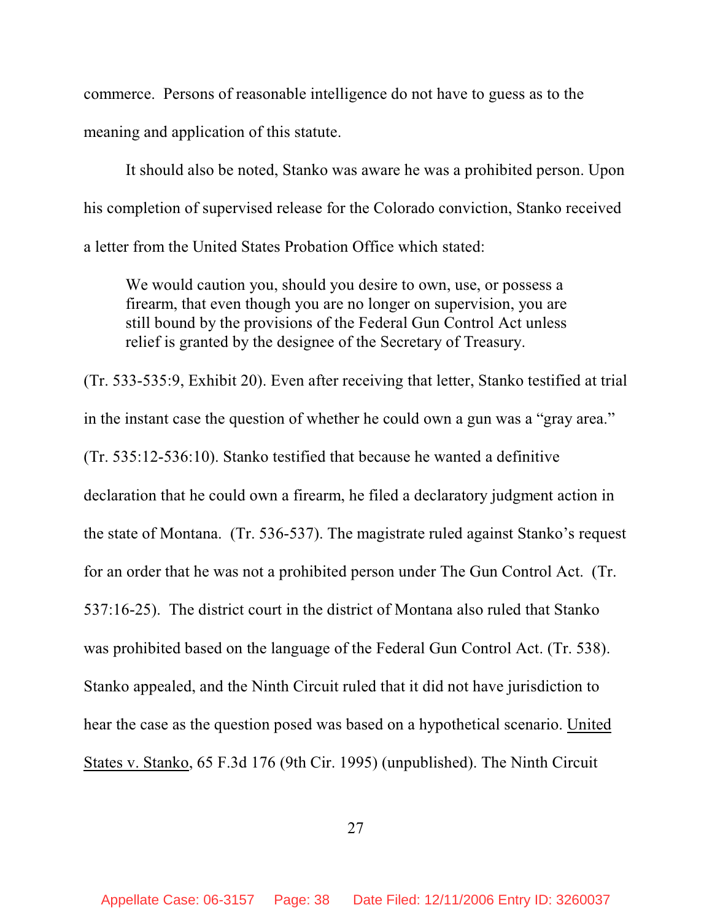commerce. Persons of reasonable intelligence do not have to guess as to the meaning and application of this statute.

It should also be noted, Stanko was aware he was a prohibited person. Upon his completion of supervised release for the Colorado conviction, Stanko received a letter from the United States Probation Office which stated:

> We would caution you, should you desire to own, use, or possess a firearm, that even though you are no longer on supervision, you are still bound by the provisions of the Federal Gun Control Act unless relief is granted by the designee of the Secretary of Treasury.

(Tr. 533-535:9, Exhibit 20). Even after receiving that letter, Stanko testified at trial in the instant case the question of whether he could own a gun was a "gray area." (Tr. 535:12-536:10). Stanko testified that because he wanted a definitive declaration that he could own a firearm, he filed a declaratory judgment action in the state of Montana. (Tr. 536-537). The magistrate ruled against Stanko's request for an order that he was not a prohibited person under The Gun Control Act. (Tr. 537:16-25). The district court in the district of Montana also ruled that Stanko was prohibited based on the language of the Federal Gun Control Act. (Tr. 538). Stanko appealed, and the Ninth Circuit ruled that it did not have jurisdiction to hear the case as the question posed was based on a hypothetical scenario. United States v. Stanko, 65 F.3d 176 (9th Cir. 1995) (unpublished). The Ninth Circuit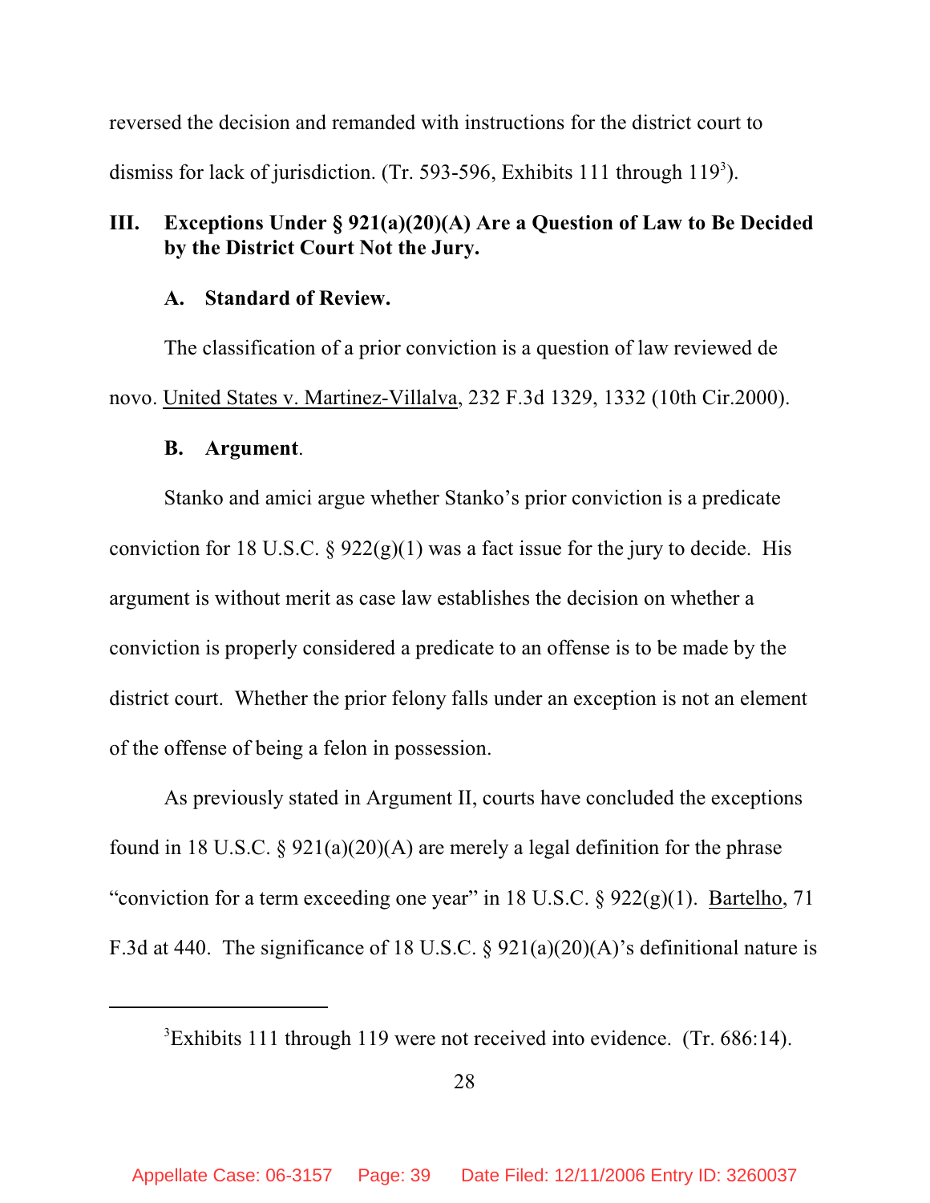reversed the decision and remanded with instructions for the district court to dismiss for lack of jurisdiction. (Tr. 593-596, Exhibits 111 through 119[3]).

## III. Exceptions Under § 921(a)(20)(A) Are a Question of Law to Be Decided by the District Court Not the Jury.

### A. Standard of Review.

The classification of a prior conviction is a question of law reviewed de novo. United States v. Martinez-Villalva, 232 F.3d 1329, 1332 (10th Cir.2000).

### B. Argument.

Stanko and amici argue whether Stanko's prior conviction is a predicate conviction for 18 U.S.C. § 922(g)(1) was a fact issue for the jury to decide. His argument is without merit as case law establishes the decision on whether a conviction is properly considered a predicate to an offense is to be made by the district court. Whether the prior felony falls under an exception is not an element of the offense of being a felon in possession.

As previously stated in Argument II, courts have concluded the exceptions found in 18 U.S.C. § 921(a)(20)(A) are merely a legal definition for the phrase "conviction for a term exceeding one year" in 18 U.S.C. § 922(g)(1). Bartelho, 71 F.3d at 440. The significance of 18 U.S.C. § 921(a)(20)(A)'s definitional nature is

---

[3] Exhibits 111 through 119 were not received into evidence. (Tr. 686:14).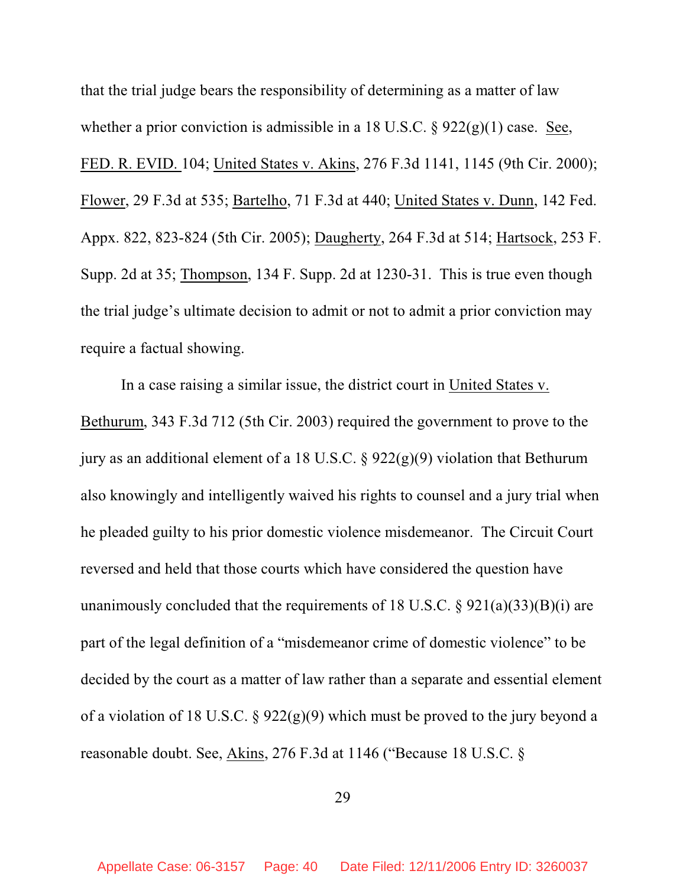that the trial judge bears the responsibility of determining as a matter of law whether a prior conviction is admissible in a 18 U.S.C. § 922(g)(1) case. See, FED. R. EVID. 104; United States v. Akins, 276 F.3d 1141, 1145 (9th Cir. 2000); Flower, 29 F.3d at 535; Bartelho, 71 F.3d at 440; United States v. Dunn, 142 Fed. Appx. 822, 823-824 (5th Cir. 2005); Daugherty, 264 F.3d at 514; Hartsock, 253 F. Supp. 2d at 35; Thompson, 134 F. Supp. 2d at 1230-31. This is true even though the trial judge's ultimate decision to admit or not to admit a prior conviction may require a factual showing.

In a case raising a similar issue, the district court in United States v. Bethurum, 343 F.3d 712 (5th Cir. 2003) required the government to prove to the jury as an additional element of a 18 U.S.C. § 922(g)(9) violation that Bethurum also knowingly and intelligently waived his rights to counsel and a jury trial when he pleaded guilty to his prior domestic violence misdemeanor. The Circuit Court reversed and held that those courts which have considered the question have unanimously concluded that the requirements of 18 U.S.C. § 921(a)(33)(B)(i) are part of the legal definition of a "misdemeanor crime of domestic violence" to be decided by the court as a matter of law rather than a separate and essential element of a violation of 18 U.S.C. § 922(g)(9) which must be proved to the jury beyond a reasonable doubt. See, Akins, 276 F.3d at 1146 ("Because 18 U.S.C. §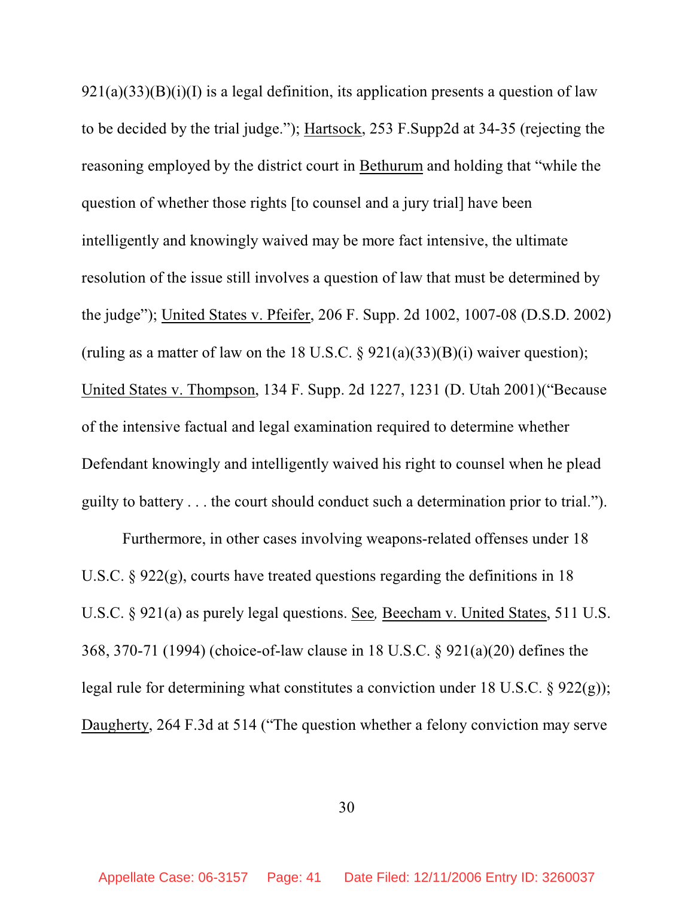921(a)(33)(B)(i)(I) is a legal definition, its application presents a question of law to be decided by the trial judge."); Hartsock, 253 F.Supp2d at 34-35 (rejecting the reasoning employed by the district court in Bethurum and holding that "while the question of whether those rights [to counsel and a jury trial] have been intelligently and knowingly waived may be more fact intensive, the ultimate resolution of the issue still involves a question of law that must be determined by the judge"); United States v. Pfeifer, 206 F. Supp. 2d 1002, 1007-08 (D.S.D. 2002) (ruling as a matter of law on the 18 U.S.C. § 921(a)(33)(B)(i) waiver question); United States v. Thompson, 134 F. Supp. 2d 1227, 1231 (D. Utah 2001)("Because of the intensive factual and legal examination required to determine whether Defendant knowingly and intelligently waived his right to counsel when he plead guilty to battery . . . the court should conduct such a determination prior to trial.").

Furthermore, in other cases involving weapons-related offenses under 18 U.S.C. § 922(g), courts have treated questions regarding the definitions in 18 U.S.C. § 921(a) as purely legal questions. See, Beecham v. United States, 511 U.S. 368, 370-71 (1994) (choice-of-law clause in 18 U.S.C. § 921(a)(20) defines the legal rule for determining what constitutes a conviction under 18 U.S.C. § 922(g)); Daugherty, 264 F.3d at 514 ("The question whether a felony conviction may serve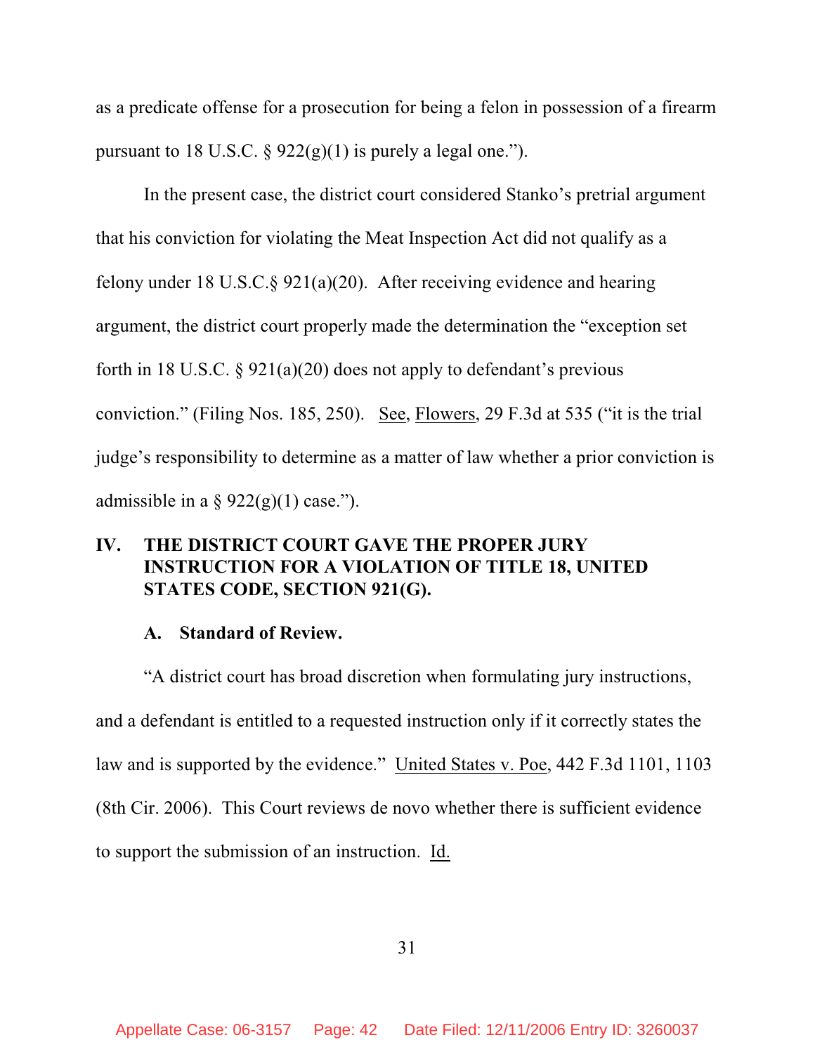as a predicate offense for a prosecution for being a felon in possession of a firearm pursuant to 18 U.S.C. § 922(g)(1) is purely a legal one.").

In the present case, the district court considered Stanko's pretrial argument that his conviction for violating the Meat Inspection Act did not qualify as a felony under 18 U.S.C.§ 921(a)(20). After receiving evidence and hearing argument, the district court properly made the determination the "exception set forth in 18 U.S.C. § 921(a)(20) does not apply to defendant's previous conviction." (Filing Nos. 185, 250). See, Flowers, 29 F.3d at 535 ("it is the trial judge's responsibility to determine as a matter of law whether a prior conviction is admissible in a § 922(g)(1) case.").

## IV. THE DISTRICT COURT GAVE THE PROPER JURY INSTRUCTION FOR A VIOLATION OF TITLE 18, UNITED STATES CODE, SECTION 921(G).

### A. Standard of Review.

"A district court has broad discretion when formulating jury instructions, and a defendant is entitled to a requested instruction only if it correctly states the law and is supported by the evidence." United States v. Poe, 442 F.3d 1101, 1103 (8th Cir. 2006). This Court reviews de novo whether there is sufficient evidence to support the submission of an instruction. Id.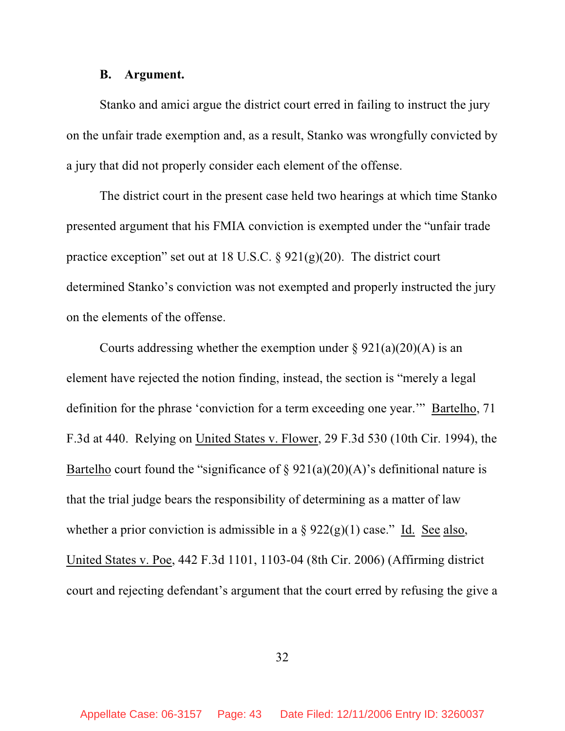### B. Argument.

Stanko and amici argue the district court erred in failing to instruct the jury on the unfair trade exemption and, as a result, Stanko was wrongfully convicted by a jury that did not properly consider each element of the offense.

The district court in the present case held two hearings at which time Stanko presented argument that his FMIA conviction is exempted under the "unfair trade practice exception" set out at 18 U.S.C. § 921(g)(20). The district court determined Stanko's conviction was not exempted and properly instructed the jury on the elements of the offense.

Courts addressing whether the exemption under § 921(a)(20)(A) is an element have rejected the notion finding, instead, the section is "merely a legal definition for the phrase 'conviction for a term exceeding one year.'" Bartelho, 71 F.3d at 440. Relying on United States v. Flower, 29 F.3d 530 (10th Cir. 1994), the Bartelho court found the "significance of § 921(a)(20)(A)'s definitional nature is that the trial judge bears the responsibility of determining as a matter of law whether a prior conviction is admissible in a § 922(g)(1) case." Id. See also, United States v. Poe, 442 F.3d 1101, 1103-04 (8th Cir. 2006) (Affirming district court and rejecting defendant's argument that the court erred by refusing the give a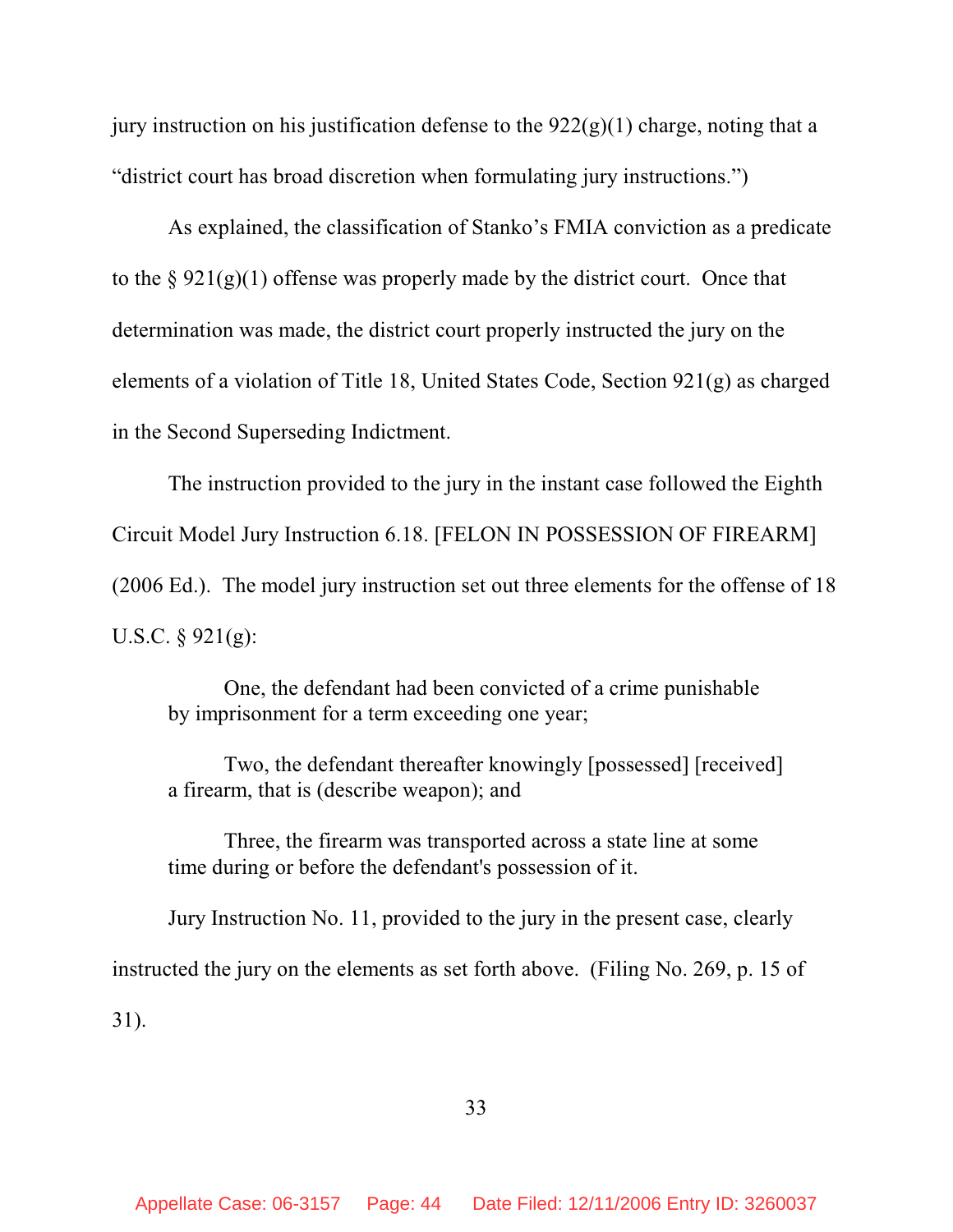jury instruction on his justification defense to the 922(g)(1) charge, noting that a "district court has broad discretion when formulating jury instructions.")

As explained, the classification of Stanko's FMIA conviction as a predicate to the § 921(g)(1) offense was properly made by the district court. Once that determination was made, the district court properly instructed the jury on the elements of a violation of Title 18, United States Code, Section 921(g) as charged in the Second Superseding Indictment.

The instruction provided to the jury in the instant case followed the Eighth Circuit Model Jury Instruction 6.18. [FELON IN POSSESSION OF FIREARM] (2006 Ed.). The model jury instruction set out three elements for the offense of 18 U.S.C. § 921(g):

> One, the defendant had been convicted of a crime punishable by imprisonment for a term exceeding one year;
>
> Two, the defendant thereafter knowingly [possessed] [received] a firearm, that is (describe weapon); and
>
> Three, the firearm was transported across a state line at some time during or before the defendant's possession of it.

Jury Instruction No. 11, provided to the jury in the present case, clearly instructed the jury on the elements as set forth above. (Filing No. 269, p. 15 of 31).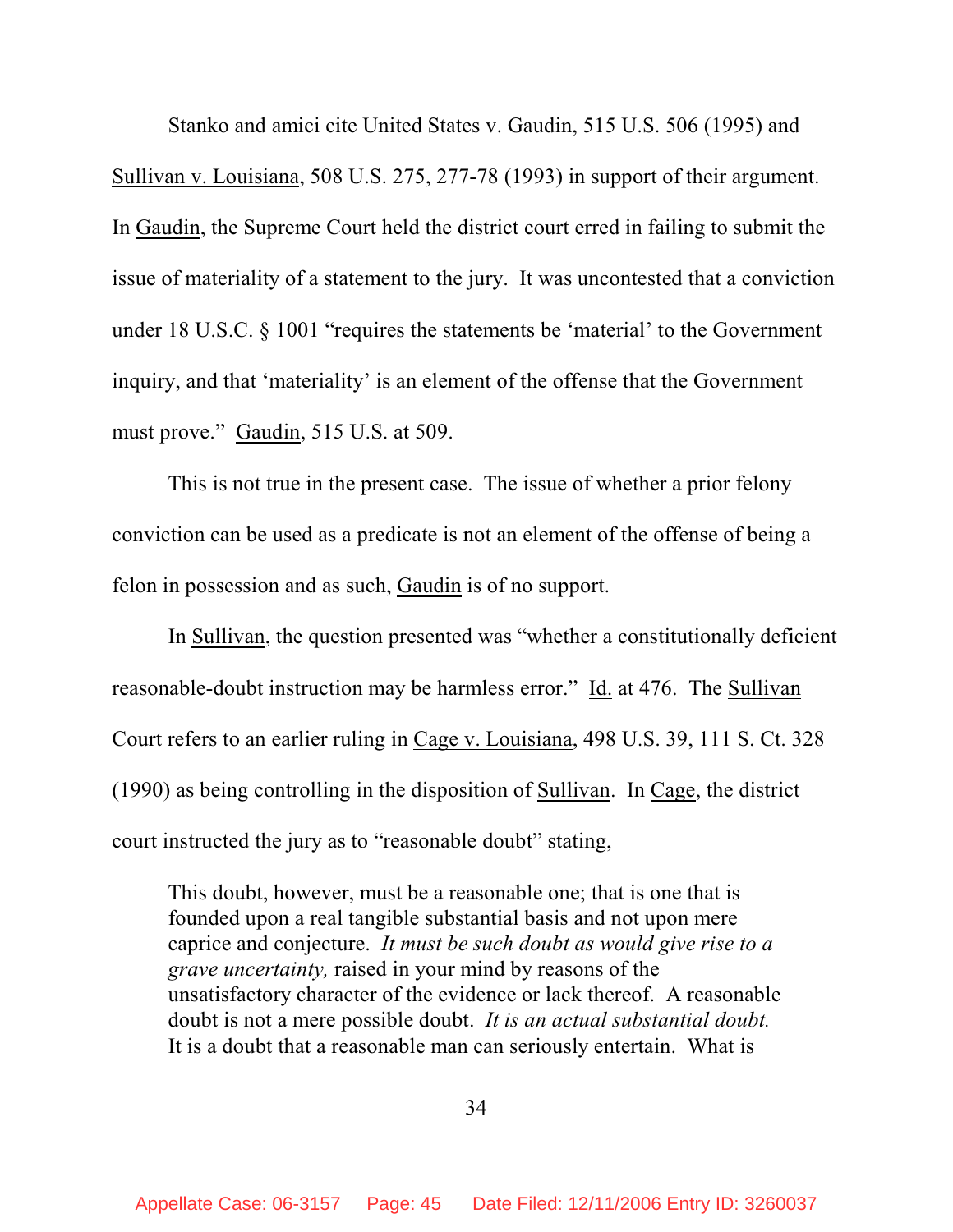Stanko and amici cite United States v. Gaudin, 515 U.S. 506 (1995) and Sullivan v. Louisiana, 508 U.S. 275, 277-78 (1993) in support of their argument. In Gaudin, the Supreme Court held the district court erred in failing to submit the issue of materiality of a statement to the jury. It was uncontested that a conviction under 18 U.S.C. § 1001 "requires the statements be 'material' to the Government inquiry, and that 'materiality' is an element of the offense that the Government must prove." Gaudin, 515 U.S. at 509.

This is not true in the present case. The issue of whether a prior felony conviction can be used as a predicate is not an element of the offense of being a felon in possession and as such, Gaudin is of no support.

In Sullivan, the question presented was "whether a constitutionally deficient reasonable-doubt instruction may be harmless error." Id. at 476. The Sullivan Court refers to an earlier ruling in Cage v. Louisiana, 498 U.S. 39, 111 S. Ct. 328 (1990) as being controlling in the disposition of Sullivan. In Cage, the district court instructed the jury as to "reasonable doubt" stating,

> This doubt, however, must be a reasonable one; that is one that is founded upon a real tangible substantial basis and not upon mere caprice and conjecture. *It must be such doubt as would give rise to a grave uncertainty,* raised in your mind by reasons of the unsatisfactory character of the evidence or lack thereof. A reasonable doubt is not a mere possible doubt. *It is an actual substantial doubt.* It is a doubt that a reasonable man can seriously entertain. What is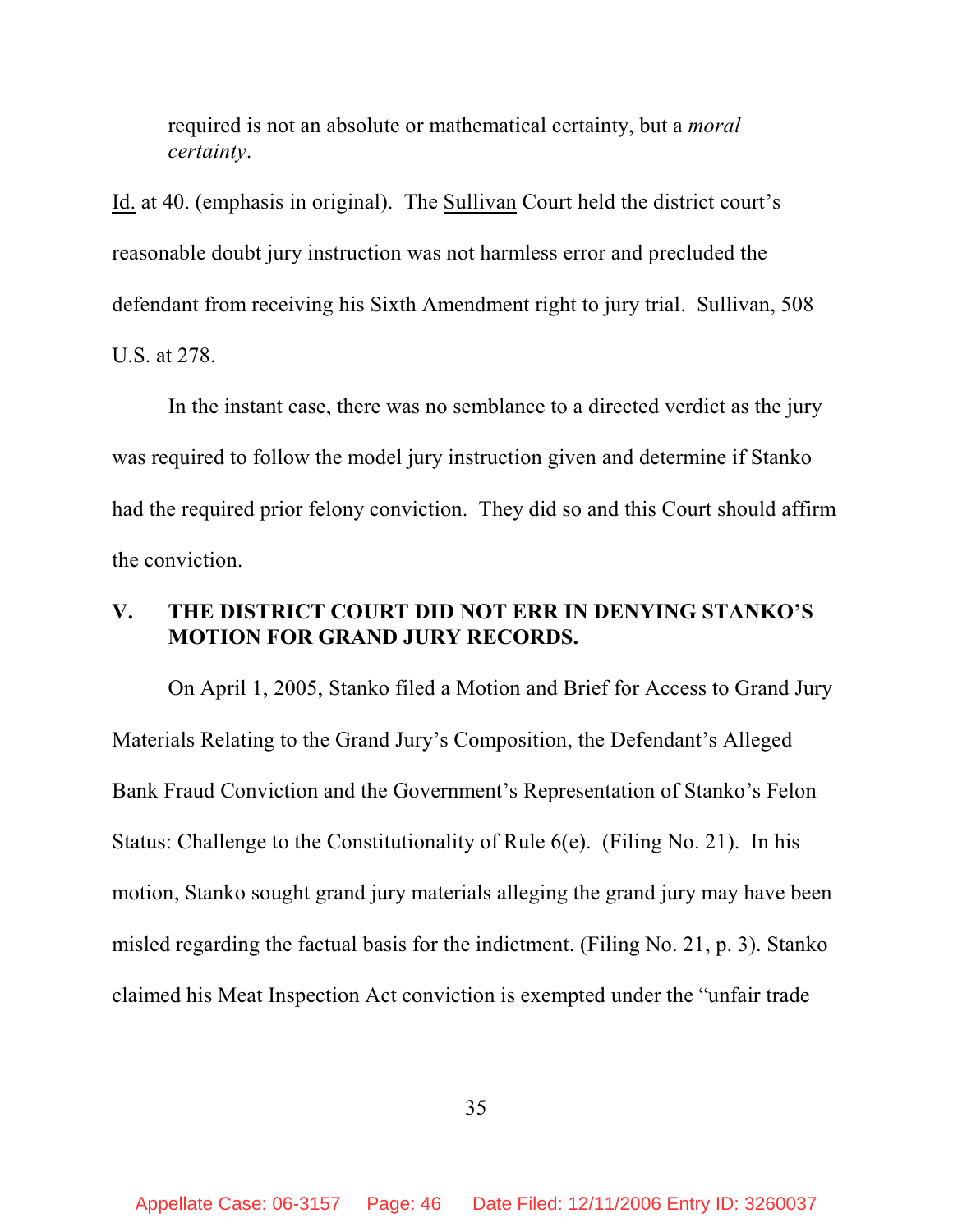> required is not an absolute or mathematical certainty, but a *moral certainty*.

Id. at 40. (emphasis in original). The Sullivan Court held the district court's reasonable doubt jury instruction was not harmless error and precluded the defendant from receiving his Sixth Amendment right to jury trial. Sullivan, 508 U.S. at 278.

In the instant case, there was no semblance to a directed verdict as the jury was required to follow the model jury instruction given and determine if Stanko had the required prior felony conviction. They did so and this Court should affirm the conviction.

## V. THE DISTRICT COURT DID NOT ERR IN DENYING STANKO'S MOTION FOR GRAND JURY RECORDS.

On April 1, 2005, Stanko filed a Motion and Brief for Access to Grand Jury Materials Relating to the Grand Jury's Composition, the Defendant's Alleged Bank Fraud Conviction and the Government's Representation of Stanko's Felon Status: Challenge to the Constitutionality of Rule 6(e). (Filing No. 21). In his motion, Stanko sought grand jury materials alleging the grand jury may have been misled regarding the factual basis for the indictment. (Filing No. 21, p. 3). Stanko claimed his Meat Inspection Act conviction is exempted under the "unfair trade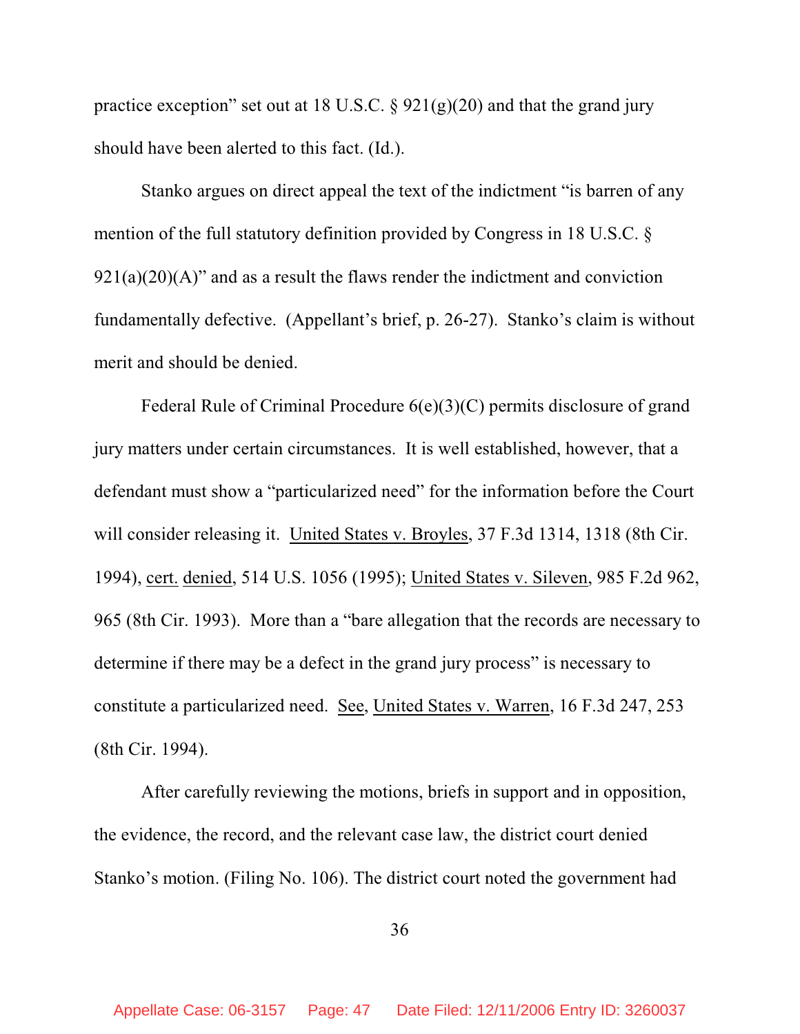practice exception" set out at 18 U.S.C. § 921(g)(20) and that the grand jury should have been alerted to this fact. (Id.).

Stanko argues on direct appeal the text of the indictment "is barren of any mention of the full statutory definition provided by Congress in 18 U.S.C. § 921(a)(20)(A)" and as a result the flaws render the indictment and conviction fundamentally defective. (Appellant's brief, p. 26-27). Stanko's claim is without merit and should be denied.

Federal Rule of Criminal Procedure 6(e)(3)(C) permits disclosure of grand jury matters under certain circumstances. It is well established, however, that a defendant must show a "particularized need" for the information before the Court will consider releasing it. United States v. Broyles, 37 F.3d 1314, 1318 (8th Cir. 1994), cert. denied, 514 U.S. 1056 (1995); United States v. Sileven, 985 F.2d 962, 965 (8th Cir. 1993). More than a "bare allegation that the records are necessary to determine if there may be a defect in the grand jury process" is necessary to constitute a particularized need. See, United States v. Warren, 16 F.3d 247, 253 (8th Cir. 1994).

After carefully reviewing the motions, briefs in support and in opposition, the evidence, the record, and the relevant case law, the district court denied Stanko's motion. (Filing No. 106). The district court noted the government had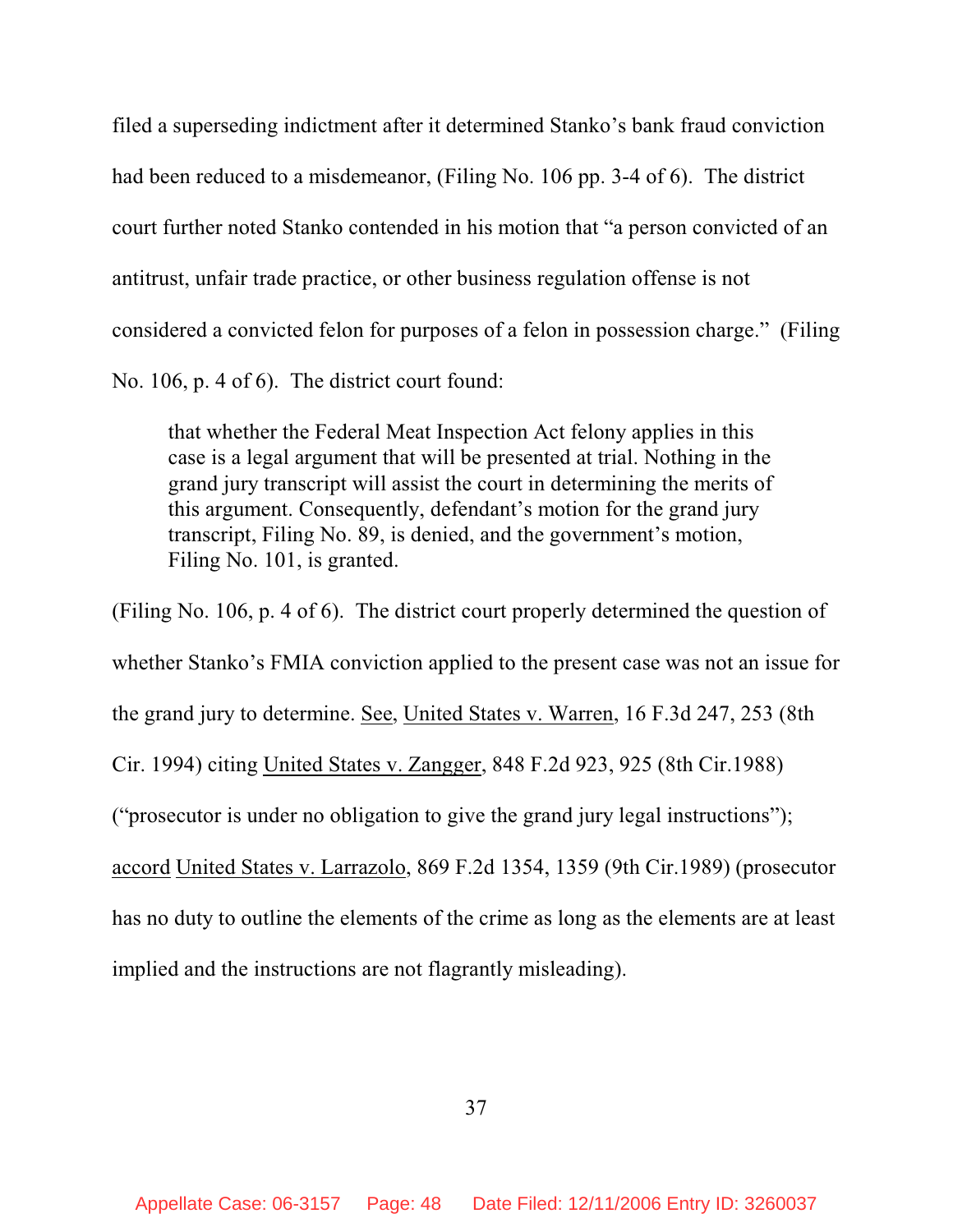filed a superseding indictment after it determined Stanko's bank fraud conviction had been reduced to a misdemeanor, (Filing No. 106 pp. 3-4 of 6). The district court further noted Stanko contended in his motion that "a person convicted of an antitrust, unfair trade practice, or other business regulation offense is not considered a convicted felon for purposes of a felon in possession charge." (Filing No. 106, p. 4 of 6). The district court found:

> that whether the Federal Meat Inspection Act felony applies in this case is a legal argument that will be presented at trial. Nothing in the grand jury transcript will assist the court in determining the merits of this argument. Consequently, defendant's motion for the grand jury transcript, Filing No. 89, is denied, and the government's motion, Filing No. 101, is granted.

(Filing No. 106, p. 4 of 6). The district court properly determined the question of whether Stanko's FMIA conviction applied to the present case was not an issue for the grand jury to determine. See, United States v. Warren, 16 F.3d 247, 253 (8th Cir. 1994) citing United States v. Zangger, 848 F.2d 923, 925 (8th Cir.1988) ("prosecutor is under no obligation to give the grand jury legal instructions"); accord United States v. Larrazolo, 869 F.2d 1354, 1359 (9th Cir.1989) (prosecutor has no duty to outline the elements of the crime as long as the elements are at least implied and the instructions are not flagrantly misleading).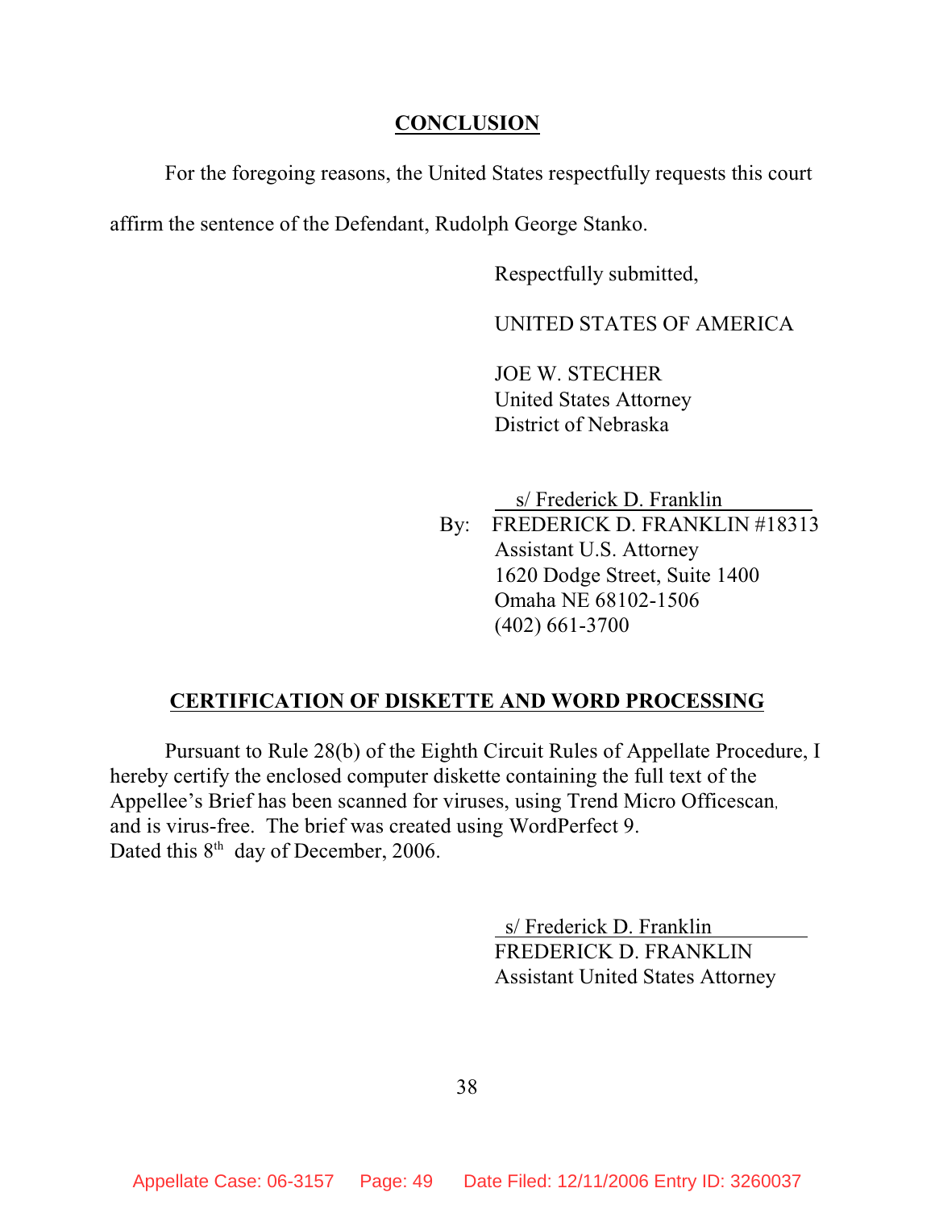## CONCLUSION

For the foregoing reasons, the United States respectfully requests this court affirm the sentence of the Defendant, Rudolph George Stanko.

Respectfully submitted,

UNITED STATES OF AMERICA

JOE W. STECHER
United States Attorney
District of Nebraska

s/ Frederick D. Franklin
By: FREDERICK D. FRANKLIN #18313
Assistant U.S. Attorney
1620 Dodge Street, Suite 1400
Omaha NE 68102-1506
(402) 661-3700

## CERTIFICATION OF DISKETTE AND WORD PROCESSING

Pursuant to Rule 28(b) of the Eighth Circuit Rules of Appellate Procedure, I hereby certify the enclosed computer diskette containing the full text of the Appellee's Brief has been scanned for viruses, using Trend Micro Officescan, and is virus-free. The brief was created using WordPerfect 9. Dated this 8th day of December, 2006.

s/ Frederick D. Franklin
FREDERICK D. FRANKLIN
Assistant United States Attorney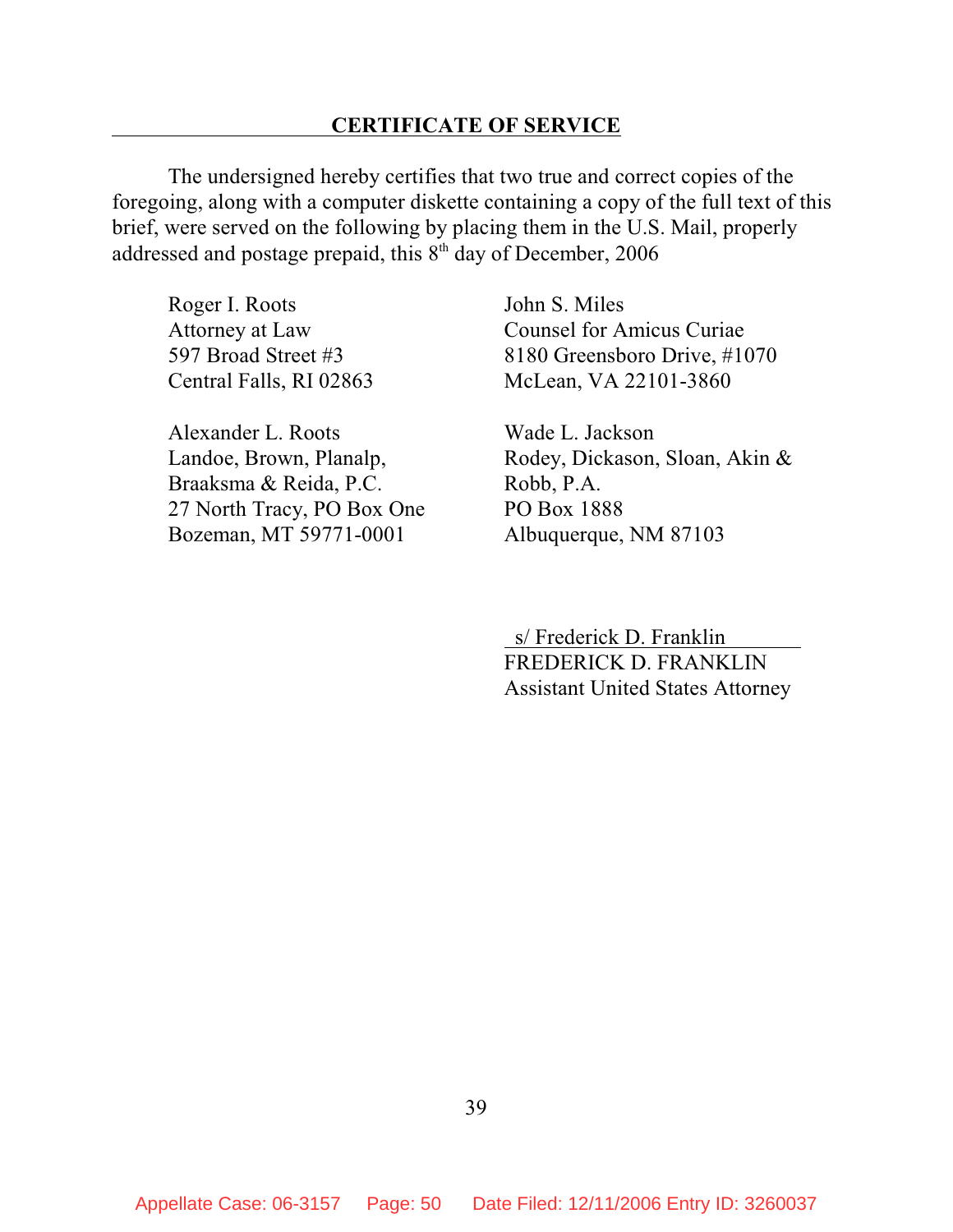## CERTIFICATE OF SERVICE

The undersigned hereby certifies that two true and correct copies of the foregoing, along with a computer diskette containing a copy of the full text of this brief, were served on the following by placing them in the U.S. Mail, properly addressed and postage prepaid, this 8th day of December, 2006

Roger I. Roots
Attorney at Law
597 Broad Street #3
Central Falls, RI 02863

John S. Miles
Counsel for Amicus Curiae
8180 Greensboro Drive, #1070
McLean, VA 22101-3860

Alexander L. Roots
Landoe, Brown, Planalp,
Braaksma & Reida, P.C.
27 North Tracy, PO Box One
Bozeman, MT 59771-0001

Wade L. Jackson
Rodey, Dickason, Sloan, Akin &
Robb, P.A.
PO Box 1888
Albuquerque, NM 87103

s/ Frederick D. Franklin
FREDERICK D. FRANKLIN
Assistant United States Attorney